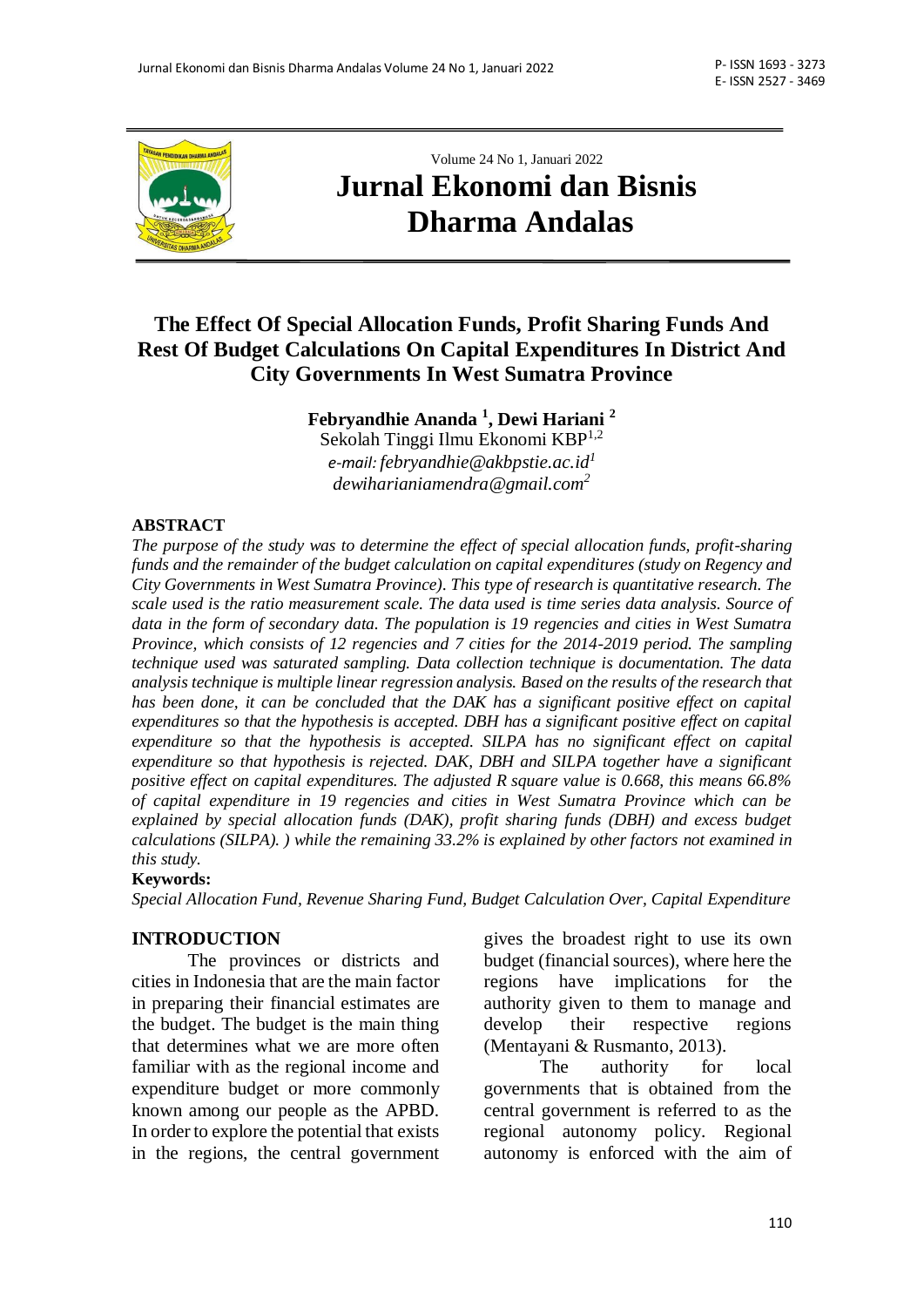Volume 24 No 1, Januari 2022

# Jurnal Ekonomi dan Bisnis Dharma Andalas

## The Effect Of Special Allocation Funds, Profit Sharing Funds And Rest Of Budget Calculations On Capital Expenditures In District And City Governments In West Sumatra Province

**Febryandhie Ananda [1], Dewi Hariani [2]**
Sekolah Tinggi Ilmu Ekonomi KBP[1,2]
*e-mail: febryandhie@akbpstie.ac.id[1]*
*dewiharianiamendra@gmail.com[2]*

**ABSTRACT**

*The purpose of the study was to determine the effect of special allocation funds, profit-sharing funds and the remainder of the budget calculation on capital expenditures (study on Regency and City Governments in West Sumatra Province). This type of research is quantitative research. The scale used is the ratio measurement scale. The data used is time series data analysis. Source of data in the form of secondary data. The population is 19 regencies and cities in West Sumatra Province, which consists of 12 regencies and 7 cities for the 2014-2019 period. The sampling technique used was saturated sampling. Data collection technique is documentation. The data analysis technique is multiple linear regression analysis. Based on the results of the research that has been done, it can be concluded that the DAK has a significant positive effect on capital expenditures so that the hypothesis is accepted. DBH has a significant positive effect on capital expenditure so that the hypothesis is accepted. SILPA has no significant effect on capital expenditure so that hypothesis is rejected. DAK, DBH and SILPA together have a significant positive effect on capital expenditures. The adjusted R square value is 0.668, this means 66.8% of capital expenditure in 19 regencies and cities in West Sumatra Province which can be explained by special allocation funds (DAK), profit sharing funds (DBH) and excess budget calculations (SILPA). ) while the remaining 33.2% is explained by other factors not examined in this study.*

**Keywords:**
*Special Allocation Fund, Revenue Sharing Fund, Budget Calculation Over, Capital Expenditure*

## INTRODUCTION

The provinces or districts and cities in Indonesia that are the main factor in preparing their financial estimates are the budget. The budget is the main thing that determines what we are more often familiar with as the regional income and expenditure budget or more commonly known among our people as the APBD. In order to explore the potential that exists in the regions, the central government gives the broadest right to use its own budget (financial sources), where here the regions have implications for the authority given to them to manage and develop their respective regions (Mentayani & Rusmanto, 2013).

The authority for local governments that is obtained from the central government is referred to as the regional autonomy policy. Regional autonomy is enforced with the aim of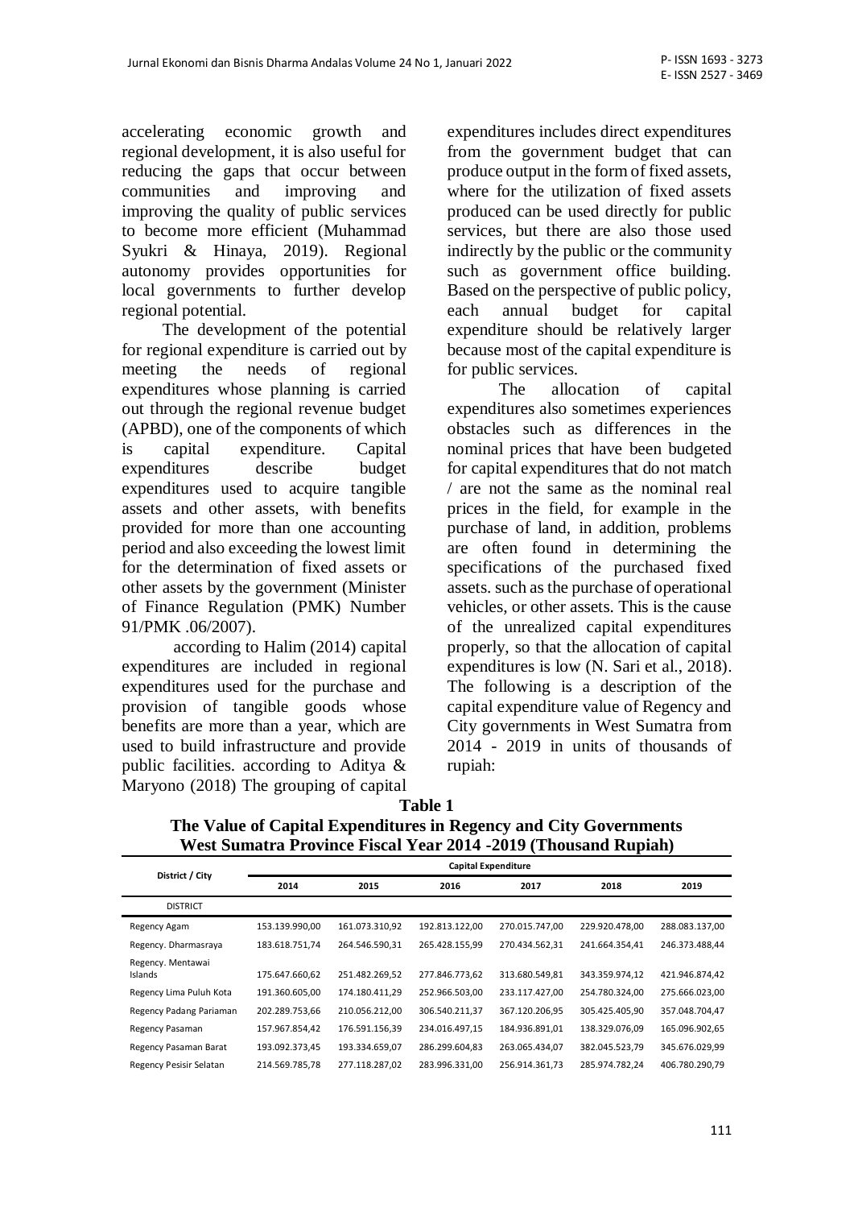accelerating economic growth and regional development, it is also useful for reducing the gaps that occur between communities and improving and improving the quality of public services to become more efficient (Muhammad Syukri & Hinaya, 2019). Regional autonomy provides opportunities for local governments to further develop regional potential.

The development of the potential for regional expenditure is carried out by meeting the needs of regional expenditures whose planning is carried out through the regional revenue budget (APBD), one of the components of which is capital expenditure. Capital expenditures describe budget expenditures used to acquire tangible assets and other assets, with benefits provided for more than one accounting period and also exceeding the lowest limit for the determination of fixed assets or other assets by the government (Minister of Finance Regulation (PMK) Number 91/PMK .06/2007).

according to Halim (2014) capital expenditures are included in regional expenditures used for the purchase and provision of tangible goods whose benefits are more than a year, which are used to build infrastructure and provide public facilities. according to Aditya & Maryono (2018) The grouping of capital expenditures includes direct expenditures from the government budget that can produce output in the form of fixed assets, where for the utilization of fixed assets produced can be used directly for public services, but there are also those used indirectly by the public or the community such as government office building. Based on the perspective of public policy, each annual budget for capital expenditure should be relatively larger because most of the capital expenditure is for public services.

The allocation of capital expenditures also sometimes experiences obstacles such as differences in the nominal prices that have been budgeted for capital expenditures that do not match / are not the same as the nominal real prices in the field, for example in the purchase of land, in addition, problems are often found in determining the specifications of the purchased fixed assets. such as the purchase of operational vehicles, or other assets. This is the cause of the unrealized capital expenditures properly, so that the allocation of capital expenditures is low (N. Sari et al., 2018). The following is a description of the capital expenditure value of Regency and City governments in West Sumatra from 2014 - 2019 in units of thousands of rupiah:

**Table 1**
**The Value of Capital Expenditures in Regency and City Governments West Sumatra Province Fiscal Year 2014 -2019 (Thousand Rupiah)**

| District / City | Capital Expenditure | | | | | |
|---|---|---|---|---|---|---|
| | 2014 | 2015 | 2016 | 2017 | 2018 | 2019 |
| DISTRICT | | | | | | |
| Regency Agam | 153.139.990,00 | 161.073.310,92 | 192.813.122,00 | 270.015.747,00 | 229.920.478,00 | 288.083.137,00 |
| Regency. Dharmasraya | 183.618.751,74 | 264.546.590,31 | 265.428.155,99 | 270.434.562,31 | 241.664.354,41 | 246.373.488,44 |
| Regency. Mentawai Islands | 175.647.660,62 | 251.482.269,52 | 277.846.773,62 | 313.680.549,81 | 343.359.974,12 | 421.946.874,42 |
| Regency Lima Puluh Kota | 191.360.605,00 | 174.180.411,29 | 252.966.503,00 | 233.117.427,00 | 254.780.324,00 | 275.666.023,00 |
| Regency Padang Pariaman | 202.289.753,66 | 210.056.212,00 | 306.540.211,37 | 367.120.206,95 | 305.425.405,90 | 357.048.704,47 |
| Regency Pasaman | 157.967.854,42 | 176.591.156,39 | 234.016.497,15 | 184.936.891,01 | 138.329.076,09 | 165.096.902,65 |
| Regency Pasaman Barat | 193.092.373,45 | 193.334.659,07 | 286.299.604,83 | 263.065.434,07 | 382.045.523,79 | 345.676.029,99 |
| Regency Pesisir Selatan | 214.569.785,78 | 277.118.287,02 | 283.996.331,00 | 256.914.361,73 | 285.974.782,24 | 406.780.290,79 |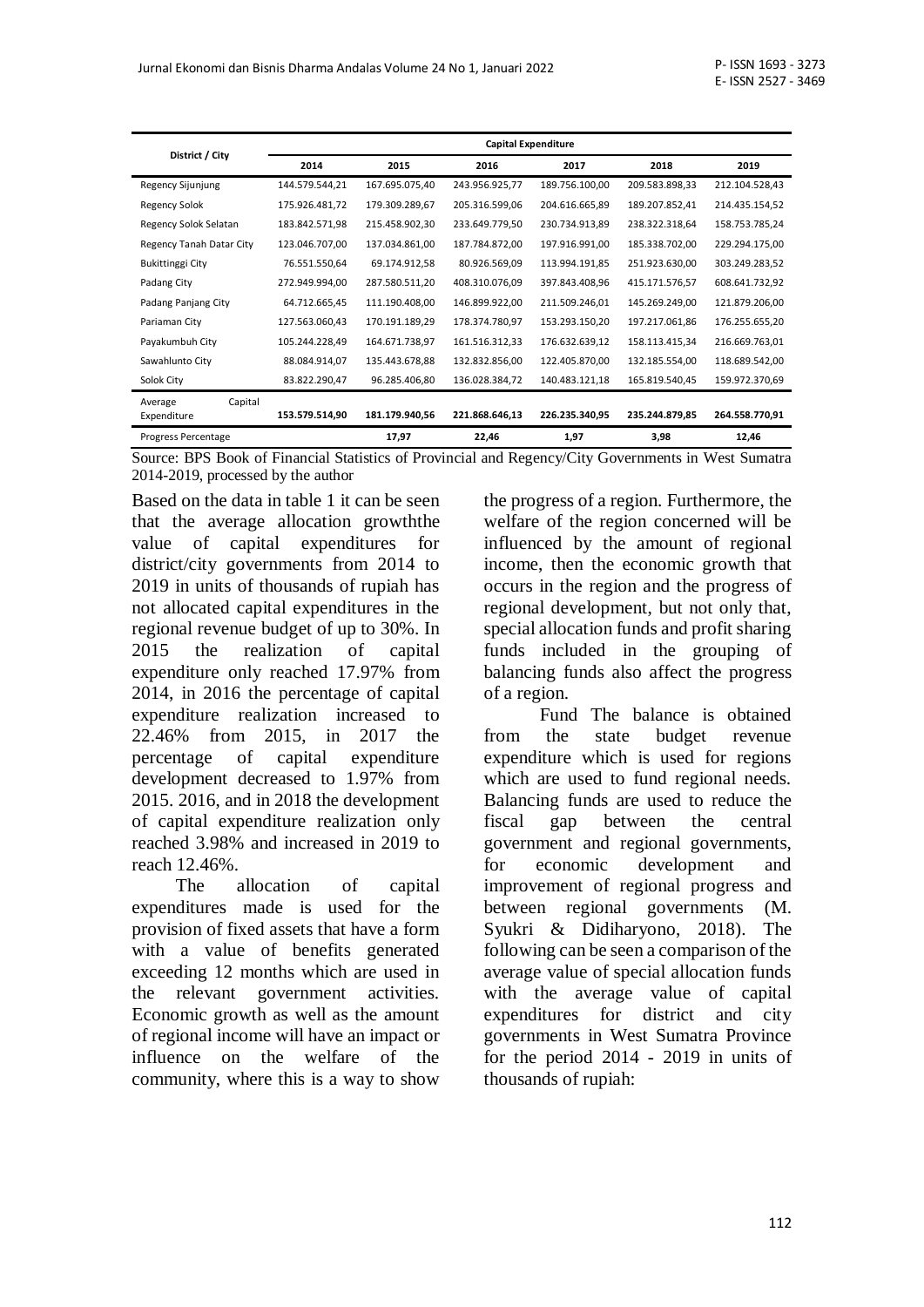| District / City | Capital Expenditure | | | | | |
|---|---|---|---|---|---|---|
| | 2014 | 2015 | 2016 | 2017 | 2018 | 2019 |
| Regency Sijunjung | 144.579.544,21 | 167.695.075,40 | 243.956.925,77 | 189.756.100,00 | 209.583.898,33 | 212.104.528,43 |
| Regency Solok | 175.926.481,72 | 179.309.289,67 | 205.316.599,06 | 204.616.665,89 | 189.207.852,41 | 214.435.154,52 |
| Regency Solok Selatan | 183.842.571,98 | 215.458.902,30 | 233.649.779,50 | 230.734.913,89 | 238.322.318,64 | 158.753.785,24 |
| Regency Tanah Datar City | 123.046.707,00 | 137.034.861,00 | 187.784.872,00 | 197.916.991,00 | 185.338.702,00 | 229.294.175,00 |
| Bukittinggi City | 76.551.550,64 | 69.174.912,58 | 80.926.569,09 | 113.994.191,85 | 251.923.630,00 | 303.249.283,52 |
| Padang City | 272.949.994,00 | 287.580.511,20 | 408.310.076,09 | 397.843.408,96 | 415.171.576,57 | 608.641.732,92 |
| Padang Panjang City | 64.712.665,45 | 111.190.408,00 | 146.899.922,00 | 211.509.246,01 | 145.269.249,00 | 121.879.206,00 |
| Pariaman City | 127.563.060,43 | 170.191.189,29 | 178.374.780,97 | 153.293.150,20 | 197.217.061,86 | 176.255.655,20 |
| Payakumbuh City | 105.244.228,49 | 164.671.738,97 | 161.516.312,33 | 176.632.639,12 | 158.113.415,34 | 216.669.763,01 |
| Sawahlunto City | 88.084.914,07 | 135.443.678,88 | 132.832.856,00 | 122.405.870,00 | 132.185.554,00 | 118.689.542,00 |
| Solok City | 83.822.290,47 | 96.285.406,80 | 136.028.384,72 | 140.483.121,18 | 165.819.540,45 | 159.972.370,69 |
| Average Capital Expenditure | **153.579.514,90** | **181.179.940,56** | **221.868.646,13** | **226.235.340,95** | **235.244.879,85** | **264.558.770,91** |
| Progress Percentage | | **17,97** | **22,46** | **1,97** | **3,98** | **12,46** |

Source: BPS Book of Financial Statistics of Provincial and Regency/City Governments in West Sumatra 2014-2019, processed by the author

Based on the data in table 1 it can be seen that the average allocation growththe value of capital expenditures for district/city governments from 2014 to 2019 in units of thousands of rupiah has not allocated capital expenditures in the regional revenue budget of up to 30%. In 2015 the realization of capital expenditure only reached 17.97% from 2014, in 2016 the percentage of capital expenditure realization increased to 22.46% from 2015, in 2017 the percentage of capital expenditure development decreased to 1.97% from 2015. 2016, and in 2018 the development of capital expenditure realization only reached 3.98% and increased in 2019 to reach 12.46%.

The allocation of capital expenditures made is used for the provision of fixed assets that have a form with a value of benefits generated exceeding 12 months which are used in the relevant government activities. Economic growth as well as the amount of regional income will have an impact or influence on the welfare of the community, where this is a way to show the progress of a region. Furthermore, the welfare of the region concerned will be influenced by the amount of regional income, then the economic growth that occurs in the region and the progress of regional development, but not only that, special allocation funds and profit sharing funds included in the grouping of balancing funds also affect the progress of a region.

Fund The balance is obtained from the state budget revenue expenditure which is used for regions which are used to fund regional needs. Balancing funds are used to reduce the fiscal gap between the central government and regional governments, for economic development and improvement of regional progress and between regional governments (M. Syukri & Didiharyono, 2018). The following can be seen a comparison of the average value of special allocation funds with the average value of capital expenditures for district and city governments in West Sumatra Province for the period 2014 - 2019 in units of thousands of rupiah: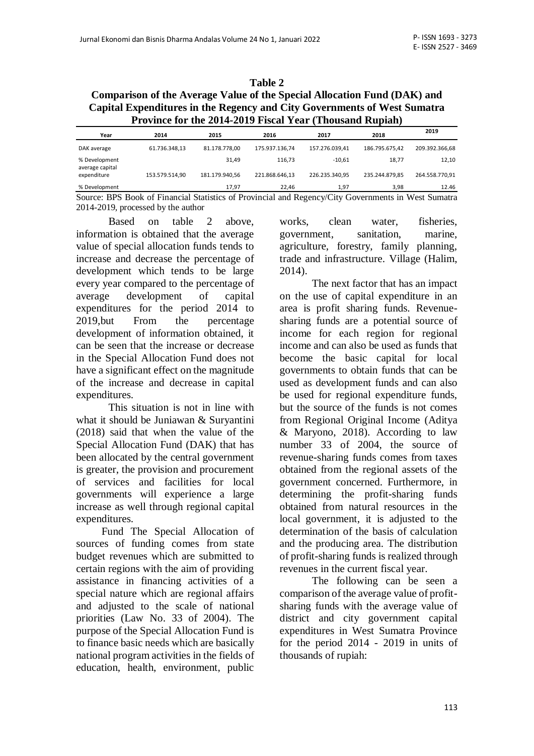**Table 2**
**Comparison of the Average Value of the Special Allocation Fund (DAK) and Capital Expenditures in the Regency and City Governments of West Sumatra Province for the 2014-2019 Fiscal Year (Thousand Rupiah)**

| Year | 2014 | 2015 | 2016 | 2017 | 2018 | 2019 |
|---|---|---|---|---|---|---|
| DAK average | 61.736.348,13 | 81.178.778,00 | 175.937.136,74 | 157.276.039,41 | 186.795.675,42 | 209.392.366,68 |
| % Development | | 31,49 | 116,73 | -10,61 | 18,77 | 12,10 |
| average capital expenditure | 153.579.514,90 | 181.179.940,56 | 221.868.646,13 | 226.235.340,95 | 235.244.879,85 | 264.558.770,91 |
| % Development | | 17,97 | 22,46 | 1,97 | 3,98 | 12.46 |

Source: BPS Book of Financial Statistics of Provincial and Regency/City Governments in West Sumatra 2014-2019, processed by the author

Based on table 2 above, information is obtained that the average value of special allocation funds tends to increase and decrease the percentage of development which tends to be large every year compared to the percentage of average development of capital expenditures for the period 2014 to 2019,but From the percentage development of information obtained, it can be seen that the increase or decrease in the Special Allocation Fund does not have a significant effect on the magnitude of the increase and decrease in capital expenditures.

This situation is not in line with what it should be Juniawan & Suryantini (2018) said that when the value of the Special Allocation Fund (DAK) that has been allocated by the central government is greater, the provision and procurement of services and facilities for local governments will experience a large increase as well through regional capital expenditures.

Fund The Special Allocation of sources of funding comes from state budget revenues which are submitted to certain regions with the aim of providing assistance in financing activities of a special nature which are regional affairs and adjusted to the scale of national priorities (Law No. 33 of 2004). The purpose of the Special Allocation Fund is to finance basic needs which are basically national program activities in the fields of education, health, environment, public works, clean water, fisheries, government, sanitation, marine, agriculture, forestry, family planning, trade and infrastructure. Village (Halim, 2014).

The next factor that has an impact on the use of capital expenditure in an area is profit sharing funds. Revenue-sharing funds are a potential source of income for each region for regional income and can also be used as funds that become the basic capital for local governments to obtain funds that can be used as development funds and can also be used for regional expenditure funds, but the source of the funds is not comes from Regional Original Income (Aditya & Maryono, 2018). According to law number 33 of 2004, the source of revenue-sharing funds comes from taxes obtained from the regional assets of the government concerned. Furthermore, in determining the profit-sharing funds obtained from natural resources in the local government, it is adjusted to the determination of the basis of calculation and the producing area. The distribution of profit-sharing funds is realized through revenues in the current fiscal year.

The following can be seen a comparison of the average value of profit-sharing funds with the average value of district and city government capital expenditures in West Sumatra Province for the period 2014 - 2019 in units of thousands of rupiah: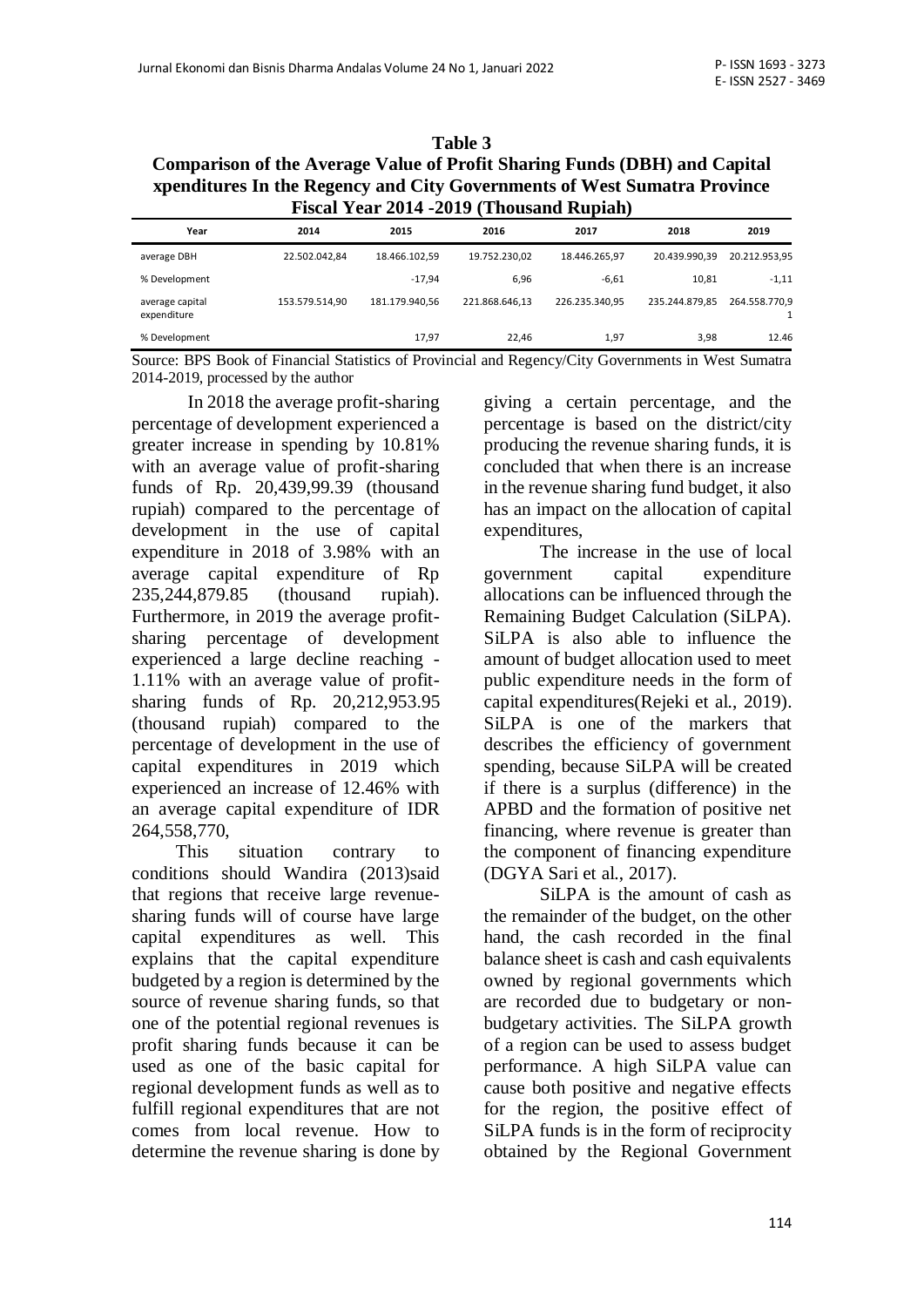**Table 3**
**Comparison of the Average Value of Profit Sharing Funds (DBH) and Capital xpenditures In the Regency and City Governments of West Sumatra Province Fiscal Year 2014 -2019 (Thousand Rupiah)**

| Year | 2014 | 2015 | 2016 | 2017 | 2018 | 2019 |
|---|---|---|---|---|---|---|
| average DBH | 22.502.042,84 | 18.466.102,59 | 19.752.230,02 | 18.446.265,97 | 20.439.990,39 | 20.212.953,95 |
| % Development | | -17,94 | 6,96 | -6,61 | 10,81 | -1,11 |
| average capital expenditure | 153.579.514,90 | 181.179.940,56 | 221.868.646,13 | 226.235.340,95 | 235.244.879,85 | 264.558.770,91 |
| % Development | | 17,97 | 22,46 | 1,97 | 3,98 | 12.46 |

Source: BPS Book of Financial Statistics of Provincial and Regency/City Governments in West Sumatra 2014-2019, processed by the author

In 2018 the average profit-sharing percentage of development experienced a greater increase in spending by 10.81% with an average value of profit-sharing funds of Rp. 20,439,99.39 (thousand rupiah) compared to the percentage of development in the use of capital expenditure in 2018 of 3.98% with an average capital expenditure of Rp 235,244,879.85 (thousand rupiah). Furthermore, in 2019 the average profit-sharing percentage of development experienced a large decline reaching -1.11% with an average value of profit-sharing funds of Rp. 20,212,953.95 (thousand rupiah) compared to the percentage of development in the use of capital expenditures in 2019 which experienced an increase of 12.46% with an average capital expenditure of IDR 264,558,770,

This situation contrary to conditions should Wandira (2013)said that regions that receive large revenue-sharing funds will of course have large capital expenditures as well. This explains that the capital expenditure budgeted by a region is determined by the source of revenue sharing funds, so that one of the potential regional revenues is profit sharing funds because it can be used as one of the basic capital for regional development funds as well as to fulfill regional expenditures that are not comes from local revenue. How to determine the revenue sharing is done by giving a certain percentage, and the percentage is based on the district/city producing the revenue sharing funds, it is concluded that when there is an increase in the revenue sharing fund budget, it also has an impact on the allocation of capital expenditures,

The increase in the use of local government capital expenditure allocations can be influenced through the Remaining Budget Calculation (SiLPA). SiLPA is also able to influence the amount of budget allocation used to meet public expenditure needs in the form of capital expenditures(Rejeki et al., 2019). SiLPA is one of the markers that describes the efficiency of government spending, because SiLPA will be created if there is a surplus (difference) in the APBD and the formation of positive net financing, where revenue is greater than the component of financing expenditure (DGYA Sari et al., 2017).

SiLPA is the amount of cash as the remainder of the budget, on the other hand, the cash recorded in the final balance sheet is cash and cash equivalents owned by regional governments which are recorded due to budgetary or non-budgetary activities. The SiLPA growth of a region can be used to assess budget performance. A high SiLPA value can cause both positive and negative effects for the region, the positive effect of SiLPA funds is in the form of reciprocity obtained by the Regional Government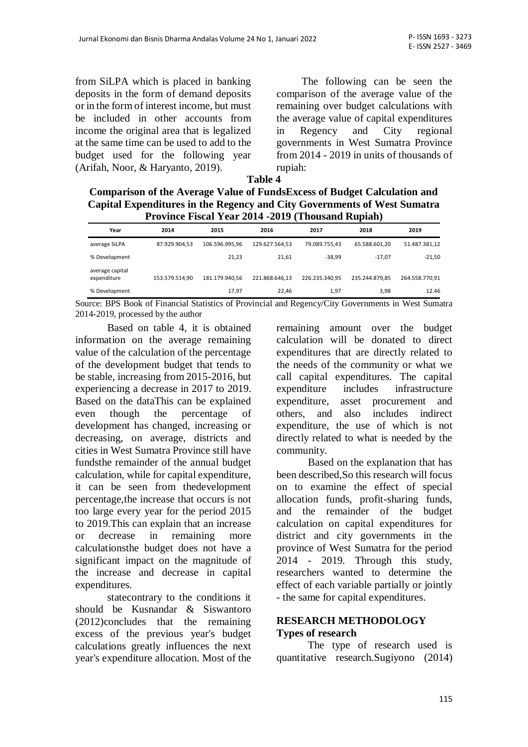from SiLPA which is placed in banking deposits in the form of demand deposits or in the form of interest income, but must be included in other accounts from income the original area that is legalized at the same time can be used to add to the budget used for the following year (Arifah, Noor, & Haryanto, 2019).

The following can be seen the comparison of the average value of the remaining over budget calculations with the average value of capital expenditures in Regency and City regional governments in West Sumatra Province from 2014 - 2019 in units of thousands of rupiah:

**Table 4**

**Comparison of the Average Value of FundsExcess of Budget Calculation and Capital Expenditures in the Regency and City Governments of West Sumatra Province Fiscal Year 2014 -2019 (Thousand Rupiah)**

| Year | 2014 | 2015 | 2016 | 2017 | 2018 | 2019 |
|---|---|---|---|---|---|---|
| average SiLPA | 87.929.904,53 | 106.596.995,96 | 129.627.564,53 | 79.089.755,43 | 65.588.601,20 | 51.487.381,12 |
| % Development | | 21,23 | 21,61 | -38,99 | -17,07 | -21,50 |
| average capital expenditure | 153.579.514,90 | 181.179.940,56 | 221.868.646,13 | 226.235.340,95 | 235.244.879,85 | 264.558.770,91 |
| % Development | | 17,97 | 22,46 | 1,97 | 3,98 | 12.46 |

Source: BPS Book of Financial Statistics of Provincial and Regency/City Governments in West Sumatra 2014-2019, processed by the author

Based on table 4, it is obtained information on the average remaining value of the calculation of the percentage of the development budget that tends to be stable, increasing from 2015-2016, but experiencing a decrease in 2017 to 2019. Based on the dataThis can be explained even though the percentage of development has changed, increasing or decreasing, on average, districts and cities in West Sumatra Province still have fundsthe remainder of the annual budget calculation, while for capital expenditure, it can be seen from thedevelopment percentage,the increase that occurs is not too large every year for the period 2015 to 2019.This can explain that an increase or decrease in remaining more calculationsthe budget does not have a significant impact on the magnitude of the increase and decrease in capital expenditures.

statecontrary to the conditions it should be Kusnandar & Siswantoro (2012)concludes that the remaining excess of the previous year's budget calculations greatly influences the next year's expenditure allocation. Most of the remaining amount over the budget calculation will be donated to direct expenditures that are directly related to the needs of the community or what we call capital expenditures. The capital expenditure includes infrastructure expenditure, asset procurement and others, and also includes indirect expenditure, the use of which is not directly related to what is needed by the community.

Based on the explanation that has been described,So this research will focus on to examine the effect of special allocation funds, profit-sharing funds, and the remainder of the budget calculation on capital expenditures for district and city governments in the province of West Sumatra for the period 2014 - 2019. Through this study, researchers wanted to determine the effect of each variable partially or jointly - the same for capital expenditures.

## RESEARCH METHODOLOGY

### Types of research

The type of research used is quantitative research.Sugiyono (2014)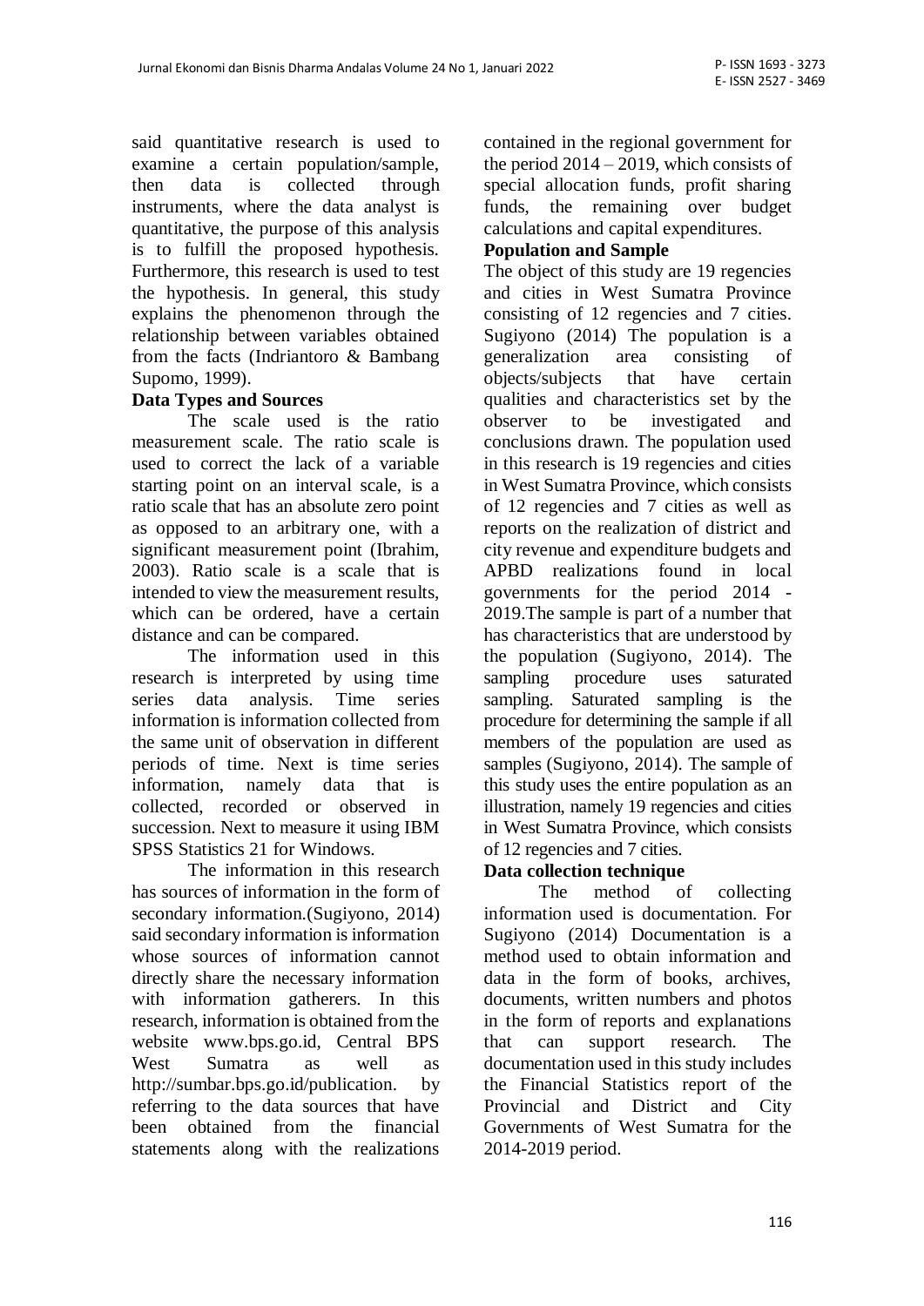said quantitative research is used to examine a certain population/sample, then data is collected through instruments, where the data analyst is quantitative, the purpose of this analysis is to fulfill the proposed hypothesis. Furthermore, this research is used to test the hypothesis. In general, this study explains the phenomenon through the relationship between variables obtained from the facts (Indriantoro & Bambang Supomo, 1999).

**Data Types and Sources**

The scale used is the ratio measurement scale. The ratio scale is used to correct the lack of a variable starting point on an interval scale, is a ratio scale that has an absolute zero point as opposed to an arbitrary one, with a significant measurement point (Ibrahim, 2003). Ratio scale is a scale that is intended to view the measurement results, which can be ordered, have a certain distance and can be compared.

The information used in this research is interpreted by using time series data analysis. Time series information is information collected from the same unit of observation in different periods of time. Next is time series information, namely data that is collected, recorded or observed in succession. Next to measure it using IBM SPSS Statistics 21 for Windows.

The information in this research has sources of information in the form of secondary information.(Sugiyono, 2014) said secondary information is information whose sources of information cannot directly share the necessary information with information gatherers. In this research, information is obtained from the website www.bps.go.id, Central BPS West Sumatra as well as http://sumbar.bps.go.id/publication. by referring to the data sources that have been obtained from the financial statements along with the realizations contained in the regional government for the period 2014 – 2019, which consists of special allocation funds, profit sharing funds, the remaining over budget calculations and capital expenditures.

**Population and Sample**

The object of this study are 19 regencies and cities in West Sumatra Province consisting of 12 regencies and 7 cities. Sugiyono (2014) The population is a generalization area consisting of objects/subjects that have certain qualities and characteristics set by the observer to be investigated and conclusions drawn. The population used in this research is 19 regencies and cities in West Sumatra Province, which consists of 12 regencies and 7 cities as well as reports on the realization of district and city revenue and expenditure budgets and APBD realizations found in local governments for the period 2014 - 2019.The sample is part of a number that has characteristics that are understood by the population (Sugiyono, 2014). The sampling procedure uses saturated sampling. Saturated sampling is the procedure for determining the sample if all members of the population are used as samples (Sugiyono, 2014). The sample of this study uses the entire population as an illustration, namely 19 regencies and cities in West Sumatra Province, which consists of 12 regencies and 7 cities.

**Data collection technique**

The method of collecting information used is documentation. For Sugiyono (2014) Documentation is a method used to obtain information and data in the form of books, archives, documents, written numbers and photos in the form of reports and explanations that can support research. The documentation used in this study includes the Financial Statistics report of the Provincial and District and City Governments of West Sumatra for the 2014-2019 period.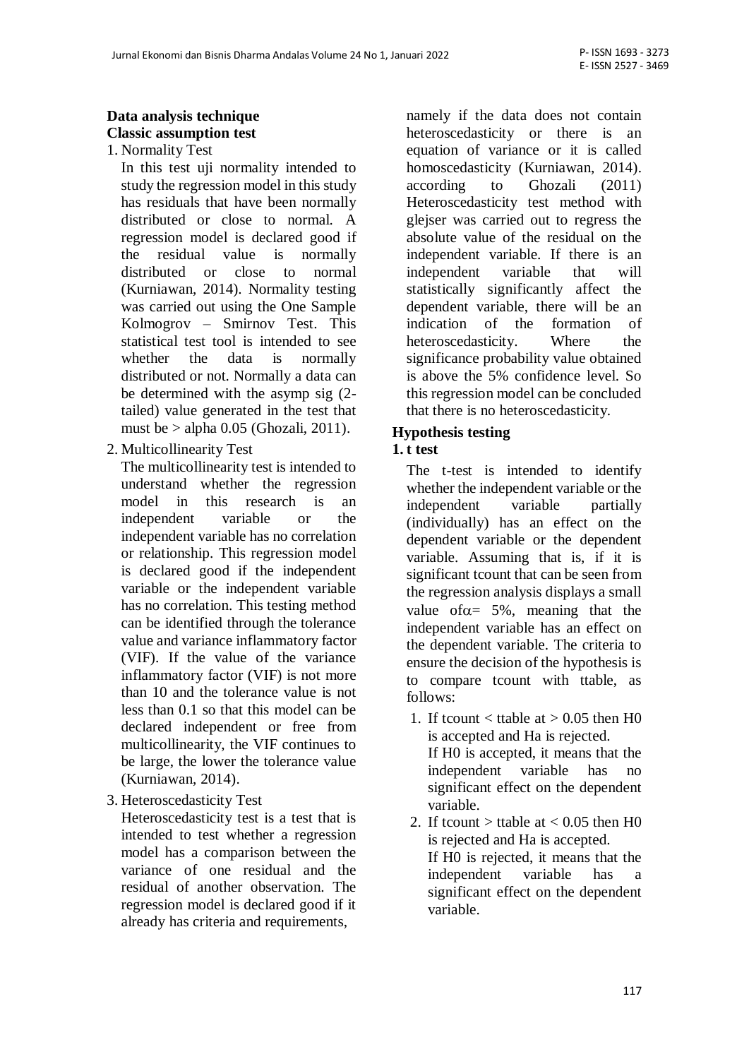**Data analysis technique**

**Classic assumption test**

1. Normality Test

   In this test uji normality intended to study the regression model in this study has residuals that have been normally distributed or close to normal. A regression model is declared good if the residual value is normally distributed or close to normal (Kurniawan, 2014). Normality testing was carried out using the One Sample Kolmogrov – Smirnov Test. This statistical test tool is intended to see whether the data is normally distributed or not. Normally a data can be determined with the asymp sig (2-tailed) value generated in the test that must be > alpha 0.05 (Ghozali, 2011).

2. Multicollinearity Test

   The multicollinearity test is intended to understand whether the regression model in this research is an independent variable or the independent variable has no correlation or relationship. This regression model is declared good if the independent variable or the independent variable has no correlation. This testing method can be identified through the tolerance value and variance inflammatory factor (VIF). If the value of the variance inflammatory factor (VIF) is not more than 10 and the tolerance value is not less than 0.1 so that this model can be declared independent or free from multicollinearity, the VIF continues to be large, the lower the tolerance value (Kurniawan, 2014).

3. Heteroscedasticity Test

   Heteroscedasticity test is a test that is intended to test whether a regression model has a comparison between the variance of one residual and the residual of another observation. The regression model is declared good if it already has criteria and requirements, namely if the data does not contain heteroscedasticity or there is an equation of variance or it is called homoscedasticity (Kurniawan, 2014). according to Ghozali (2011) Heteroscedasticity test method with glejser was carried out to regress the absolute value of the residual on the independent variable. If there is an independent variable that will statistically significantly affect the dependent variable, there will be an indication of the formation of heteroscedasticity. Where the significance probability value obtained is above the 5% confidence level. So this regression model can be concluded that there is no heteroscedasticity.

**Hypothesis testing**

**1. t test**

The t-test is intended to identify whether the independent variable or the independent variable partially (individually) has an effect on the dependent variable or the dependent variable. Assuming that is, if it is significant tcount that can be seen from the regression analysis displays a small value of $\alpha = 5\%$, meaning that the independent variable has an effect on the dependent variable. The criteria to ensure the decision of the hypothesis is to compare tcount with ttable, as follows:

1. If tcount < ttable at > 0.05 then H0 is accepted and Ha is rejected.
   If H0 is accepted, it means that the independent variable has no significant effect on the dependent variable.
2. If tcount > ttable at < 0.05 then H0 is rejected and Ha is accepted.
   If H0 is rejected, it means that the independent variable has a significant effect on the dependent variable.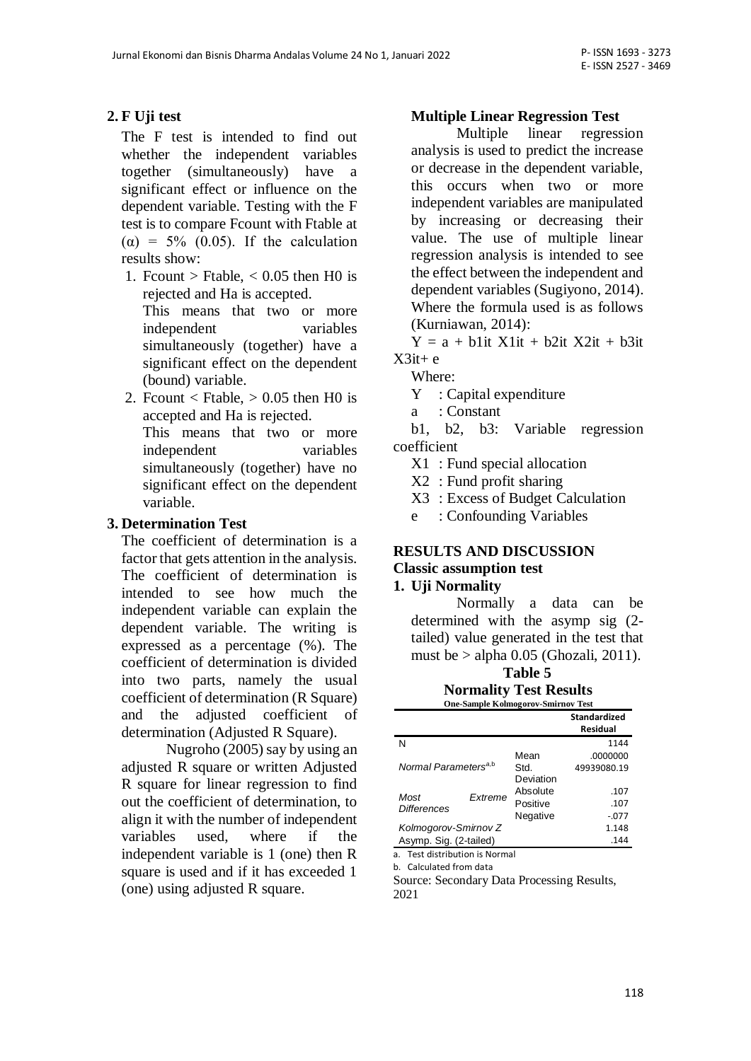## 2. F Uji test

The F test is intended to find out whether the independent variables together (simultaneously) have a significant effect or influence on the dependent variable. Testing with the F test is to compare Fcount with Ftable at ($\alpha$) = 5% (0.05). If the calculation results show:

1. Fcount > Ftable, < 0.05 then H0 is rejected and Ha is accepted.
   This means that two or more independent variables simultaneously (together) have a significant effect on the dependent (bound) variable.
2. Fcount < Ftable, > 0.05 then H0 is accepted and Ha is rejected.
   This means that two or more independent variables simultaneously (together) have no significant effect on the dependent variable.

## 3. Determination Test

The coefficient of determination is a factor that gets attention in the analysis. The coefficient of determination is intended to see how much the independent variable can explain the dependent variable. The writing is expressed as a percentage (%). The coefficient of determination is divided into two parts, namely the usual coefficient of determination (R Square) and the adjusted coefficient of determination (Adjusted R Square).

Nugroho (2005) say by using an adjusted R square or written Adjusted R square for linear regression to find out the coefficient of determination, to align it with the number of independent variables used, where if the independent variable is 1 (one) then R square is used and if it has exceeded 1 (one) using adjusted R square.

### Multiple Linear Regression Test

Multiple linear regression analysis is used to predict the increase or decrease in the dependent variable, this occurs when two or more independent variables are manipulated by increasing or decreasing their value. The use of multiple linear regression analysis is intended to see the effect between the independent and dependent variables (Sugiyono, 2014). Where the formula used is as follows (Kurniawan, 2014):

$$Y = a + b1it\ X1it + b2it\ X2it + b3it\ X3it + e$$

Where:

Y : Capital expenditure

a : Constant

b1, b2, b3: Variable regression coefficient

X1 : Fund special allocation

X2 : Fund profit sharing

X3 : Excess of Budget Calculation

e : Confounding Variables

## RESULTS AND DISCUSSION

### Classic assumption test

### 1. Uji Normality

Normally a data can be determined with the asymp sig (2-tailed) value generated in the test that must be > alpha 0.05 (Ghozali, 2011).

**Table 5**
**Normality Test Results**

One-Sample Kolmogorov-Smirnov Test

| | | Standardized Residual |
|---|---|---|
| N | | 1144 |
| Normal Parameters[a,b] | Mean | .0000000 |
| | Std. Deviation | 49939080.19 |
| Most Extreme Differences | Absolute | .107 |
| | Positive | .107 |
| | Negative | -.077 |
| Kolmogorov-Smirnov Z | | 1.148 |
| Asymp. Sig. (2-tailed) | | .144 |

a. Test distribution is Normal

b. Calculated from data

Source: Secondary Data Processing Results, 2021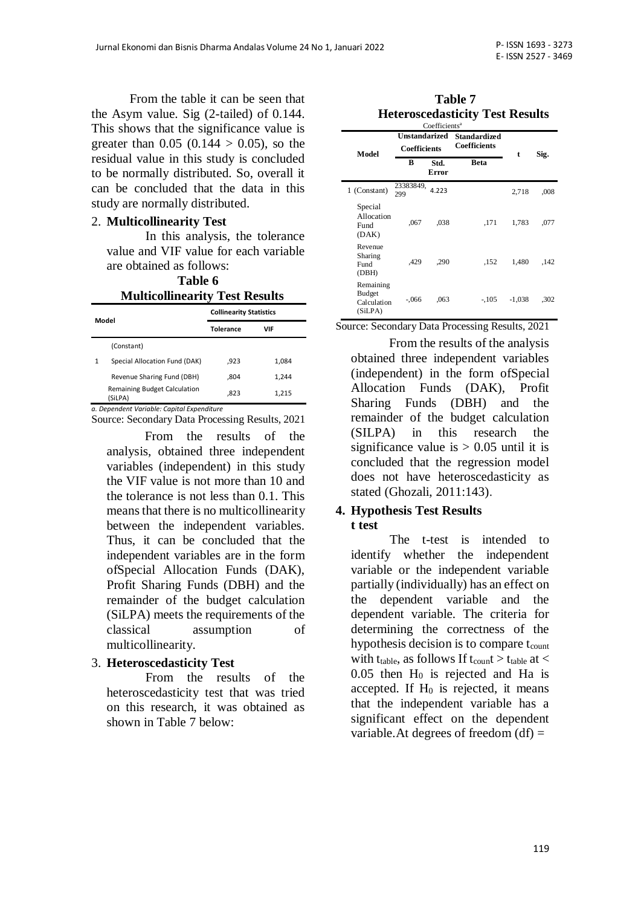From the table it can be seen that the Asym value. Sig (2-tailed) of 0.144. This shows that the significance value is greater than 0.05 (0.144 > 0.05), so the residual value in this study is concluded to be normally distributed. So, overall it can be concluded that the data in this study are normally distributed.

2. **Multicollinearity Test**

In this analysis, the tolerance value and VIF value for each variable are obtained as follows:

**Table 6**
**Multicollinearity Test Results**

| Model | | Collinearity Statistics | |
|---|---|---|---|
| | | Tolerance | VIF |
| | (Constant) | | |
| 1 | Special Allocation Fund (DAK) | ,923 | 1,084 |
| | Revenue Sharing Fund (DBH) | ,804 | 1,244 |
| | Remaining Budget Calculation (SiLPA) | ,823 | 1,215 |

*a. Dependent Variable: Capital Expenditure*

Source: Secondary Data Processing Results, 2021

From the results of the analysis, obtained three independent variables (independent) in this study the VIF value is not more than 10 and the tolerance is not less than 0.1. This means that there is no multicollinearity between the independent variables. Thus, it can be concluded that the independent variables are in the form ofSpecial Allocation Funds (DAK), Profit Sharing Funds (DBH) and the remainder of the budget calculation (SiLPA) meets the requirements of the classical assumption of multicollinearity.

3. **Heteroscedasticity Test**

From the results of the heteroscedasticity test that was tried on this research, it was obtained as shown in Table 7 below:

**Table 7**
**Heteroscedasticity Test Results**

Coefficients[a]

| Model | Unstandarized Coefficients | | Standardized Coefficients | t | Sig. |
|---|---|---|---|---|---|
| | B | Std. Error | Beta | | |
| 1 (Constant) | 23383849, 299 | 4.223 | | 2,718 | ,008 |
| Special Allocation Fund (DAK) | ,067 | ,038 | ,171 | 1,783 | ,077 |
| Revenue Sharing Fund (DBH) | ,429 | ,290 | ,152 | 1,480 | ,142 |
| Remaining Budget Calculation (SiLPA) | -,066 | ,063 | -,105 | -1,038 | ,302 |

Source: Secondary Data Processing Results, 2021

From the results of the analysis obtained three independent variables (independent) in the form ofSpecial Allocation Funds (DAK), Profit Sharing Funds (DBH) and the remainder of the budget calculation (SILPA) in this research the significance value is > 0.05 until it is concluded that the regression model does not have heteroscedasticity as stated (Ghozali, 2011:143).

### 4. Hypothesis Test Results

**t test**

The t-test is intended to identify whether the independent variable or the independent variable partially (individually) has an effect on the dependent variable and the dependent variable. The criteria for determining the correctness of the hypothesis decision is to compare $t_{count}$ with $t_{table}$, as follows If $t_{count} > t_{table}$ at < 0.05 then $H_0$ is rejected and Ha is accepted. If $H_0$ is rejected, it means that the independent variable has a significant effect on the dependent variable.At degrees of freedom (df) =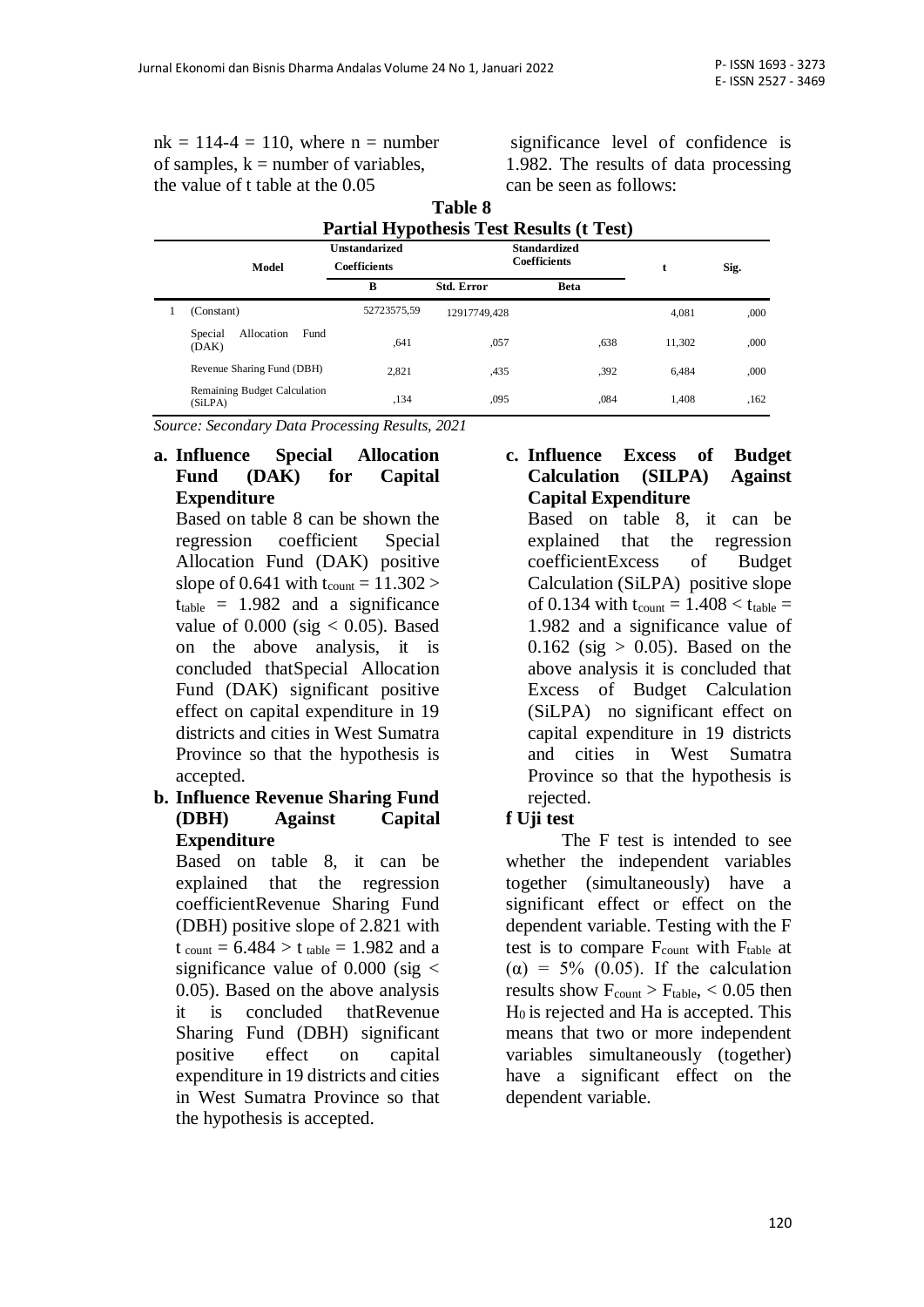nk = 114-4 = 110, where n = number of samples, k = number of variables, the value of t table at the 0.05 significance level of confidence is 1.982. The results of data processing can be seen as follows:

**Table 8**
**Partial Hypothesis Test Results (t Test)**

| Model | | Unstandarized Coefficients | | Standardized Coefficients | t | Sig. |
|---|---|---|---|---|---|---|
| | | B | Std. Error | Beta | | |
| 1 | (Constant) | 52723575,59 | 12917749,428 | | 4,081 | ,000 |
| | Special Allocation Fund (DAK) | ,641 | ,057 | ,638 | 11,302 | ,000 |
| | Revenue Sharing Fund (DBH) | 2,821 | ,435 | ,392 | 6,484 | ,000 |
| | Remaining Budget Calculation (SiLPA) | ,134 | ,095 | ,084 | 1,408 | ,162 |

*Source: Secondary Data Processing Results, 2021*

**a. Influence Special Allocation Fund (DAK) for Capital Expenditure**

Based on table 8 can be shown the regression coefficient Special Allocation Fund (DAK) positive slope of 0.641 with $t_{count} = 11.302 > t_{table} = 1.982$ and a significance value of 0.000 (sig < 0.05). Based on the above analysis, it is concluded thatSpecial Allocation Fund (DAK) significant positive effect on capital expenditure in 19 districts and cities in West Sumatra Province so that the hypothesis is accepted.

**b. Influence Revenue Sharing Fund (DBH) Against Capital Expenditure**

Based on table 8, it can be explained that the regression coefficientRevenue Sharing Fund (DBH) positive slope of 2.821 with $t_{count} = 6.484 > t_{table} = 1.982$ and a significance value of 0.000 (sig < 0.05). Based on the above analysis it is concluded thatRevenue Sharing Fund (DBH) significant positive effect on capital expenditure in 19 districts and cities in West Sumatra Province so that the hypothesis is accepted.

**c. Influence Excess of Budget Calculation (SILPA) Against Capital Expenditure**

Based on table 8, it can be explained that the regression coefficientExcess of Budget Calculation (SiLPA) positive slope of 0.134 with $t_{count} = 1.408 < t_{table} = 1.982$ and a significance value of 0.162 (sig > 0.05). Based on the above analysis it is concluded that Excess of Budget Calculation (SiLPA) no significant effect on capital expenditure in 19 districts and cities in West Sumatra Province so that the hypothesis is rejected.

**f Uji test**

The F test is intended to see whether the independent variables together (simultaneously) have a significant effect or effect on the dependent variable. Testing with the F test is to compare $F_{count}$ with $F_{table}$ at $(\alpha) = 5\%$ (0.05). If the calculation results show $F_{count} > F_{table}$, < 0.05 then $H_0$ is rejected and Ha is accepted. This means that two or more independent variables simultaneously (together) have a significant effect on the dependent variable.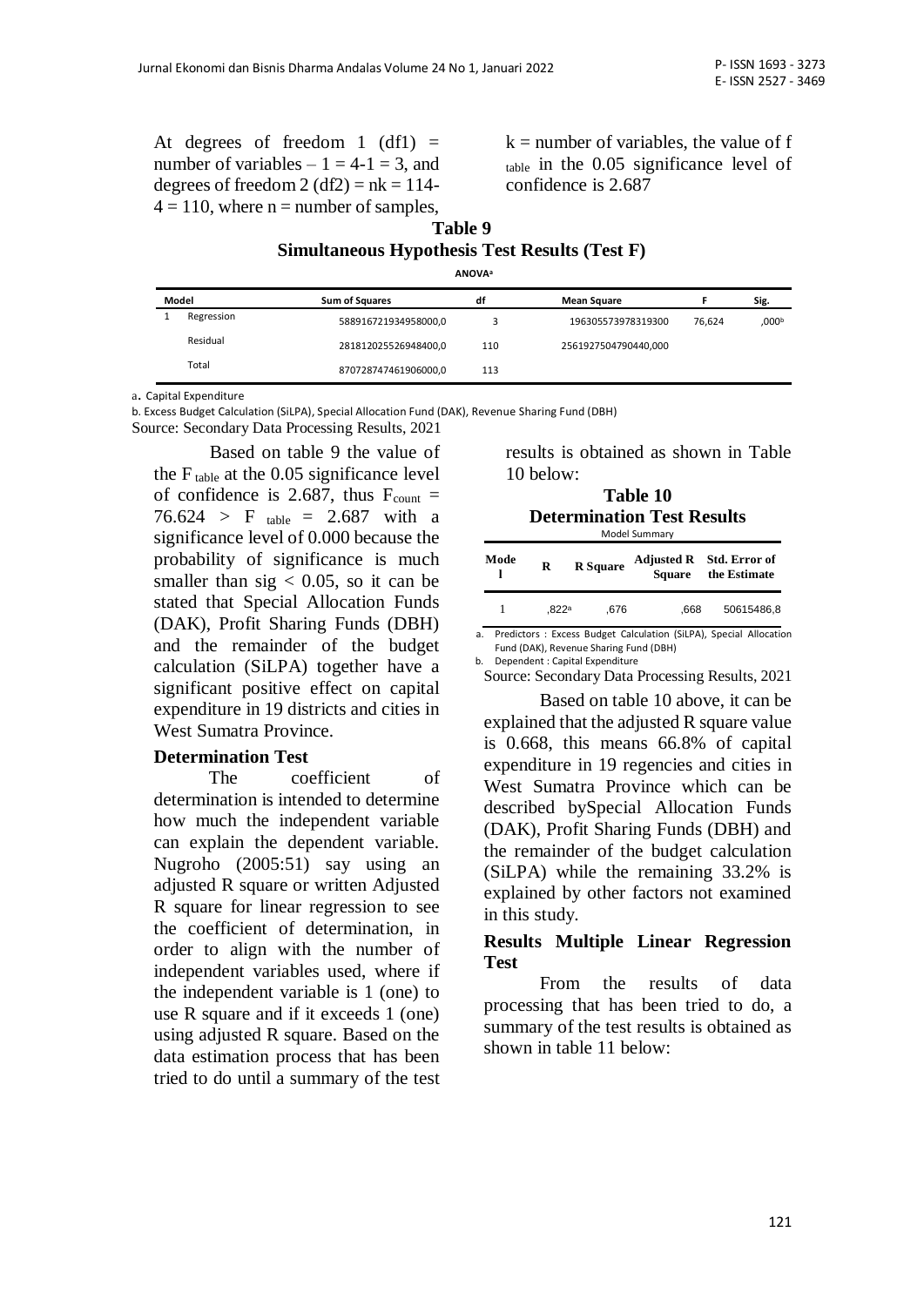At degrees of freedom 1 (df1) = number of variables – 1 = 4-1 = 3, and degrees of freedom 2 (df2) = nk = 114-4 = 110, where n = number of samples, k = number of variables, the value of f $_{table}$ in the 0.05 significance level of confidence is 2.687

**Table 9**
**Simultaneous Hypothesis Test Results (Test F)**

ANOVA[a]

| Model | | Sum of Squares | df | Mean Square | F | Sig. |
|---|---|---|---|---|---|---|
| 1 | Regression | 588916721934958000,0 | 3 | 196305573978319300 | 76,624 | ,000[b] |
| | Residual | 281812025526948400,0 | 110 | 2561927504790440,000 | | |
| | Total | 870728747461906000,0 | 113 | | | |

a. Capital Expenditure
b. Excess Budget Calculation (SiLPA), Special Allocation Fund (DAK), Revenue Sharing Fund (DBH)
Source: Secondary Data Processing Results, 2021

Based on table 9 the value of the $F_{table}$ at the 0.05 significance level of confidence is 2.687, thus $F_{count}$ = 76.624 > $F_{table}$ = 2.687 with a significance level of 0.000 because the probability of significance is much smaller than sig < 0.05, so it can be stated that Special Allocation Funds (DAK), Profit Sharing Funds (DBH) and the remainder of the budget calculation (SiLPA) together have a significant positive effect on capital expenditure in 19 districts and cities in West Sumatra Province.

**Determination Test**

The coefficient of determination is intended to determine how much the independent variable can explain the dependent variable. Nugroho (2005:51) say using an adjusted R square or written Adjusted R square for linear regression to see the coefficient of determination, in order to align with the number of independent variables used, where if the independent variable is 1 (one) to use R square and if it exceeds 1 (one) using adjusted R square. Based on the data estimation process that has been tried to do until a summary of the test results is obtained as shown in Table 10 below:

**Table 10**
**Determination Test Results**

Model Summary

| Model | R | R Square | Adjusted R Square | Std. Error of the Estimate |
|---|---|---|---|---|
| 1 | ,822[a] | ,676 | ,668 | 50615486,8 |

a. Predictors : Excess Budget Calculation (SiLPA), Special Allocation Fund (DAK), Revenue Sharing Fund (DBH)
b. Dependent : Capital Expenditure
Source: Secondary Data Processing Results, 2021

Based on table 10 above, it can be explained that the adjusted R square value is 0.668, this means 66.8% of capital expenditure in 19 regencies and cities in West Sumatra Province which can be described bySpecial Allocation Funds (DAK), Profit Sharing Funds (DBH) and the remainder of the budget calculation (SiLPA) while the remaining 33.2% is explained by other factors not examined in this study.

**Results Multiple Linear Regression Test**

From the results of data processing that has been tried to do, a summary of the test results is obtained as shown in table 11 below: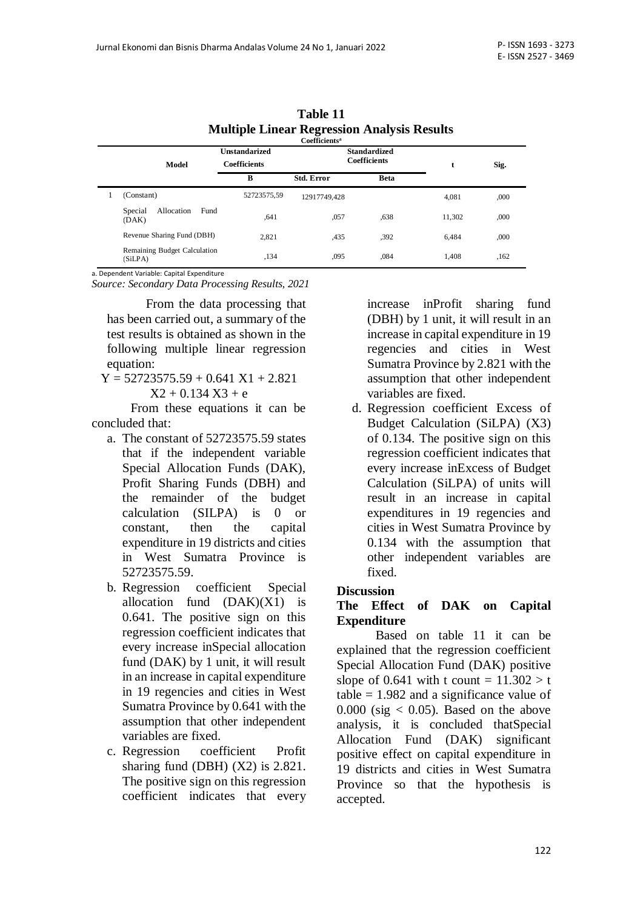**Table 11**
**Multiple Linear Regression Analysis Results**

**Coefficients[a]**

| Model | | Unstandardized Coefficients | | Standardized Coefficients | t | Sig. |
|---|---|---|---|---|---|---|
| | | B | Std. Error | Beta | | |
| 1 | (Constant) | 52723575,59 | 12917749,428 | | 4,081 | ,000 |
| | Special Allocation Fund (DAK) | ,641 | ,057 | ,638 | 11,302 | ,000 |
| | Revenue Sharing Fund (DBH) | 2,821 | ,435 | ,392 | 6,484 | ,000 |
| | Remaining Budget Calculation (SiLPA) | ,134 | ,095 | ,084 | 1,408 | ,162 |

a. Dependent Variable: Capital Expenditure

*Source: Secondary Data Processing Results, 2021*

From the data processing that has been carried out, a summary of the test results is obtained as shown in the following multiple linear regression equation:

$$Y = 52723575.59 + 0.641\ X1 + 2.821\ X2 + 0.134\ X3 + e$$

From these equations it can be concluded that:

a. The constant of 52723575.59 states that if the independent variable Special Allocation Funds (DAK), Profit Sharing Funds (DBH) and the remainder of the budget calculation (SILPA) is 0 or constant, then the capital expenditure in 19 districts and cities in West Sumatra Province is 52723575.59.

b. Regression coefficient Special allocation fund (DAK)(X1) is 0.641. The positive sign on this regression coefficient indicates that every increase inSpecial allocation fund (DAK) by 1 unit, it will result in an increase in capital expenditure in 19 regencies and cities in West Sumatra Province by 0.641 with the assumption that other independent variables are fixed.

c. Regression coefficient Profit sharing fund (DBH) (X2) is 2.821. The positive sign on this regression coefficient indicates that every increase inProfit sharing fund (DBH) by 1 unit, it will result in an increase in capital expenditure in 19 regencies and cities in West Sumatra Province by 2.821 with the assumption that other independent variables are fixed.

d. Regression coefficient Excess of Budget Calculation (SiLPA) (X3) of 0.134. The positive sign on this regression coefficient indicates that every increase inExcess of Budget Calculation (SiLPA) of units will result in an increase in capital expenditures in 19 regencies and cities in West Sumatra Province by 0.134 with the assumption that other independent variables are fixed.

## Discussion

### The Effect of DAK on Capital Expenditure

Based on table 11 it can be explained that the regression coefficient Special Allocation Fund (DAK) positive slope of 0.641 with t count = 11.302 > t table = 1.982 and a significance value of 0.000 (sig < 0.05). Based on the above analysis, it is concluded thatSpecial Allocation Fund (DAK) significant positive effect on capital expenditure in 19 districts and cities in West Sumatra Province so that the hypothesis is accepted.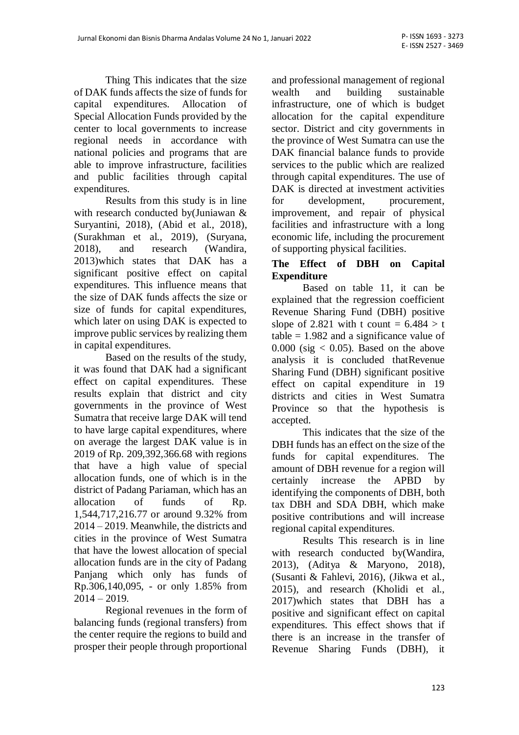Thing This indicates that the size of DAK funds affects the size of funds for capital expenditures. Allocation of Special Allocation Funds provided by the center to local governments to increase regional needs in accordance with national policies and programs that are able to improve infrastructure, facilities and public facilities through capital expenditures.

Results from this study is in line with research conducted by(Juniawan & Suryantini, 2018), (Abid et al., 2018), (Surakhman et al., 2019), (Suryana, 2018), and research (Wandira, 2013)which states that DAK has a significant positive effect on capital expenditures. This influence means that the size of DAK funds affects the size or size of funds for capital expenditures, which later on using DAK is expected to improve public services by realizing them in capital expenditures.

Based on the results of the study, it was found that DAK had a significant effect on capital expenditures. These results explain that district and city governments in the province of West Sumatra that receive large DAK will tend to have large capital expenditures, where on average the largest DAK value is in 2019 of Rp. 209,392,366.68 with regions that have a high value of special allocation funds, one of which is in the district of Padang Pariaman, which has an allocation of funds of Rp. 1,544,717,216.77 or around 9.32% from 2014 – 2019. Meanwhile, the districts and cities in the province of West Sumatra that have the lowest allocation of special allocation funds are in the city of Padang Panjang which only has funds of Rp.306,140,095, - or only 1.85% from 2014 – 2019.

Regional revenues in the form of balancing funds (regional transfers) from the center require the regions to build and prosper their people through proportional and professional management of regional wealth and building sustainable infrastructure, one of which is budget allocation for the capital expenditure sector. District and city governments in the province of West Sumatra can use the DAK financial balance funds to provide services to the public which are realized through capital expenditures. The use of DAK is directed at investment activities for development, procurement, improvement, and repair of physical facilities and infrastructure with a long economic life, including the procurement of supporting physical facilities.

**The Effect of DBH on Capital Expenditure**

Based on table 11, it can be explained that the regression coefficient Revenue Sharing Fund (DBH) positive slope of 2.821 with t count = 6.484 > t table = 1.982 and a significance value of 0.000 (sig < 0.05). Based on the above analysis it is concluded thatRevenue Sharing Fund (DBH) significant positive effect on capital expenditure in 19 districts and cities in West Sumatra Province so that the hypothesis is accepted.

This indicates that the size of the DBH funds has an effect on the size of the funds for capital expenditures. The amount of DBH revenue for a region will certainly increase the APBD by identifying the components of DBH, both tax DBH and SDA DBH, which make positive contributions and will increase regional capital expenditures.

Results This research is in line with research conducted by(Wandira, 2013), (Aditya & Maryono, 2018), (Susanti & Fahlevi, 2016), (Jikwa et al., 2015), and research (Kholidi et al., 2017)which states that DBH has a positive and significant effect on capital expenditures. This effect shows that if there is an increase in the transfer of Revenue Sharing Funds (DBH), it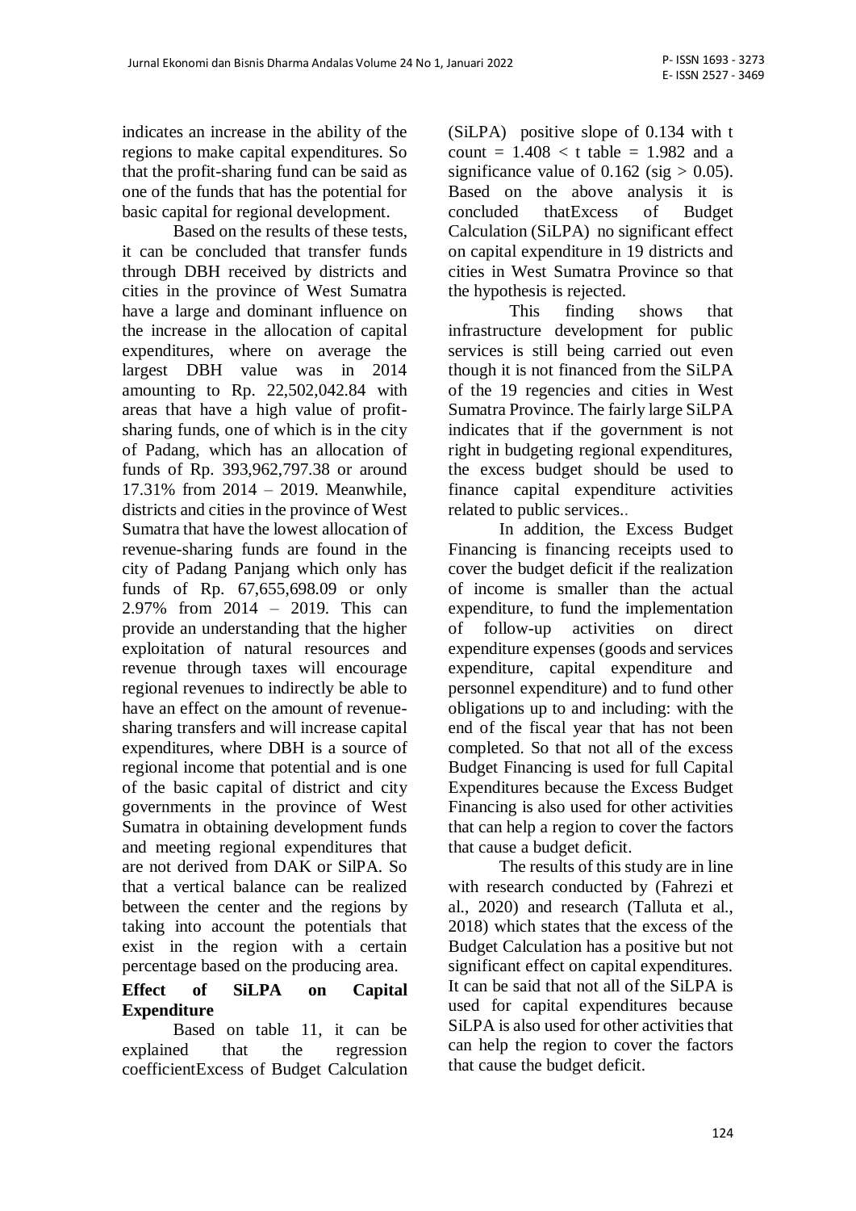indicates an increase in the ability of the regions to make capital expenditures. So that the profit-sharing fund can be said as one of the funds that has the potential for basic capital for regional development.

Based on the results of these tests, it can be concluded that transfer funds through DBH received by districts and cities in the province of West Sumatra have a large and dominant influence on the increase in the allocation of capital expenditures, where on average the largest DBH value was in 2014 amounting to Rp. 22,502,042.84 with areas that have a high value of profit-sharing funds, one of which is in the city of Padang, which has an allocation of funds of Rp. 393,962,797.38 or around 17.31% from 2014 – 2019. Meanwhile, districts and cities in the province of West Sumatra that have the lowest allocation of revenue-sharing funds are found in the city of Padang Panjang which only has funds of Rp. 67,655,698.09 or only 2.97% from 2014 – 2019. This can provide an understanding that the higher exploitation of natural resources and revenue through taxes will encourage regional revenues to indirectly be able to have an effect on the amount of revenue-sharing transfers and will increase capital expenditures, where DBH is a source of regional income that potential and is one of the basic capital of district and city governments in the province of West Sumatra in obtaining development funds and meeting regional expenditures that are not derived from DAK or SilPA. So that a vertical balance can be realized between the center and the regions by taking into account the potentials that exist in the region with a certain percentage based on the producing area.

**Effect of SiLPA on Capital Expenditure**

Based on table 11, it can be explained that the regression coefficientExcess of Budget Calculation (SiLPA) positive slope of 0.134 with t count = 1.408 < t table = 1.982 and a significance value of 0.162 (sig > 0.05). Based on the above analysis it is concluded thatExcess of Budget Calculation (SiLPA) no significant effect on capital expenditure in 19 districts and cities in West Sumatra Province so that the hypothesis is rejected.

This finding shows that infrastructure development for public services is still being carried out even though it is not financed from the SiLPA of the 19 regencies and cities in West Sumatra Province. The fairly large SiLPA indicates that if the government is not right in budgeting regional expenditures, the excess budget should be used to finance capital expenditure activities related to public services..

In addition, the Excess Budget Financing is financing receipts used to cover the budget deficit if the realization of income is smaller than the actual expenditure, to fund the implementation of follow-up activities on direct expenditure expenses (goods and services expenditure, capital expenditure and personnel expenditure) and to fund other obligations up to and including: with the end of the fiscal year that has not been completed. So that not all of the excess Budget Financing is used for full Capital Expenditures because the Excess Budget Financing is also used for other activities that can help a region to cover the factors that cause a budget deficit.

The results of this study are in line with research conducted by (Fahrezi et al., 2020) and research (Talluta et al., 2018) which states that the excess of the Budget Calculation has a positive but not significant effect on capital expenditures. It can be said that not all of the SiLPA is used for capital expenditures because SiLPA is also used for other activities that can help the region to cover the factors that cause the budget deficit.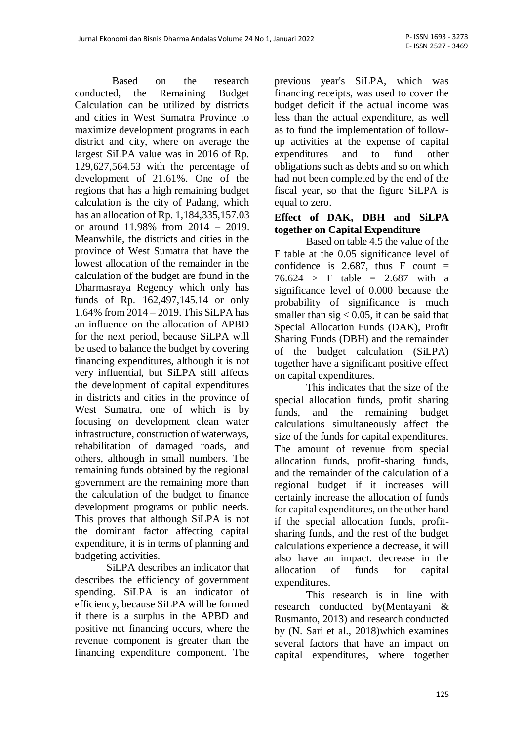Based on the research conducted, the Remaining Budget Calculation can be utilized by districts and cities in West Sumatra Province to maximize development programs in each district and city, where on average the largest SiLPA value was in 2016 of Rp. 129,627,564.53 with the percentage of development of 21.61%. One of the regions that has a high remaining budget calculation is the city of Padang, which has an allocation of Rp. 1,184,335,157.03 or around 11.98% from 2014 – 2019. Meanwhile, the districts and cities in the province of West Sumatra that have the lowest allocation of the remainder in the calculation of the budget are found in the Dharmasraya Regency which only has funds of Rp. 162,497,145.14 or only 1.64% from 2014 – 2019. This SiLPA has an influence on the allocation of APBD for the next period, because SiLPA will be used to balance the budget by covering financing expenditures, although it is not very influential, but SiLPA still affects the development of capital expenditures in districts and cities in the province of West Sumatra, one of which is by focusing on development clean water infrastructure, construction of waterways, rehabilitation of damaged roads, and others, although in small numbers. The remaining funds obtained by the regional government are the remaining more than the calculation of the budget to finance development programs or public needs. This proves that although SiLPA is not the dominant factor affecting capital expenditure, it is in terms of planning and budgeting activities.

SiLPA describes an indicator that describes the efficiency of government spending. SiLPA is an indicator of efficiency, because SiLPA will be formed if there is a surplus in the APBD and positive net financing occurs, where the revenue component is greater than the financing expenditure component. The previous year's SiLPA, which was financing receipts, was used to cover the budget deficit if the actual income was less than the actual expenditure, as well as to fund the implementation of follow-up activities at the expense of capital expenditures and to fund other obligations such as debts and so on which had not been completed by the end of the fiscal year, so that the figure SiLPA is equal to zero.

**Effect of DAK, DBH and SiLPA together on Capital Expenditure**

Based on table 4.5 the value of the F table at the 0.05 significance level of confidence is 2.687, thus F count = 76.624 > F table = 2.687 with a significance level of 0.000 because the probability of significance is much smaller than $sig < 0.05$, it can be said that Special Allocation Funds (DAK), Profit Sharing Funds (DBH) and the remainder of the budget calculation (SiLPA) together have a significant positive effect on capital expenditures.

This indicates that the size of the special allocation funds, profit sharing funds, and the remaining budget calculations simultaneously affect the size of the funds for capital expenditures. The amount of revenue from special allocation funds, profit-sharing funds, and the remainder of the calculation of a regional budget if it increases will certainly increase the allocation of funds for capital expenditures, on the other hand if the special allocation funds, profit-sharing funds, and the rest of the budget calculations experience a decrease, it will also have an impact. decrease in the allocation of funds for capital expenditures.

This research is in line with research conducted by(Mentayani & Rusmanto, 2013) and research conducted by (N. Sari et al., 2018)which examines several factors that have an impact on capital expenditures, where together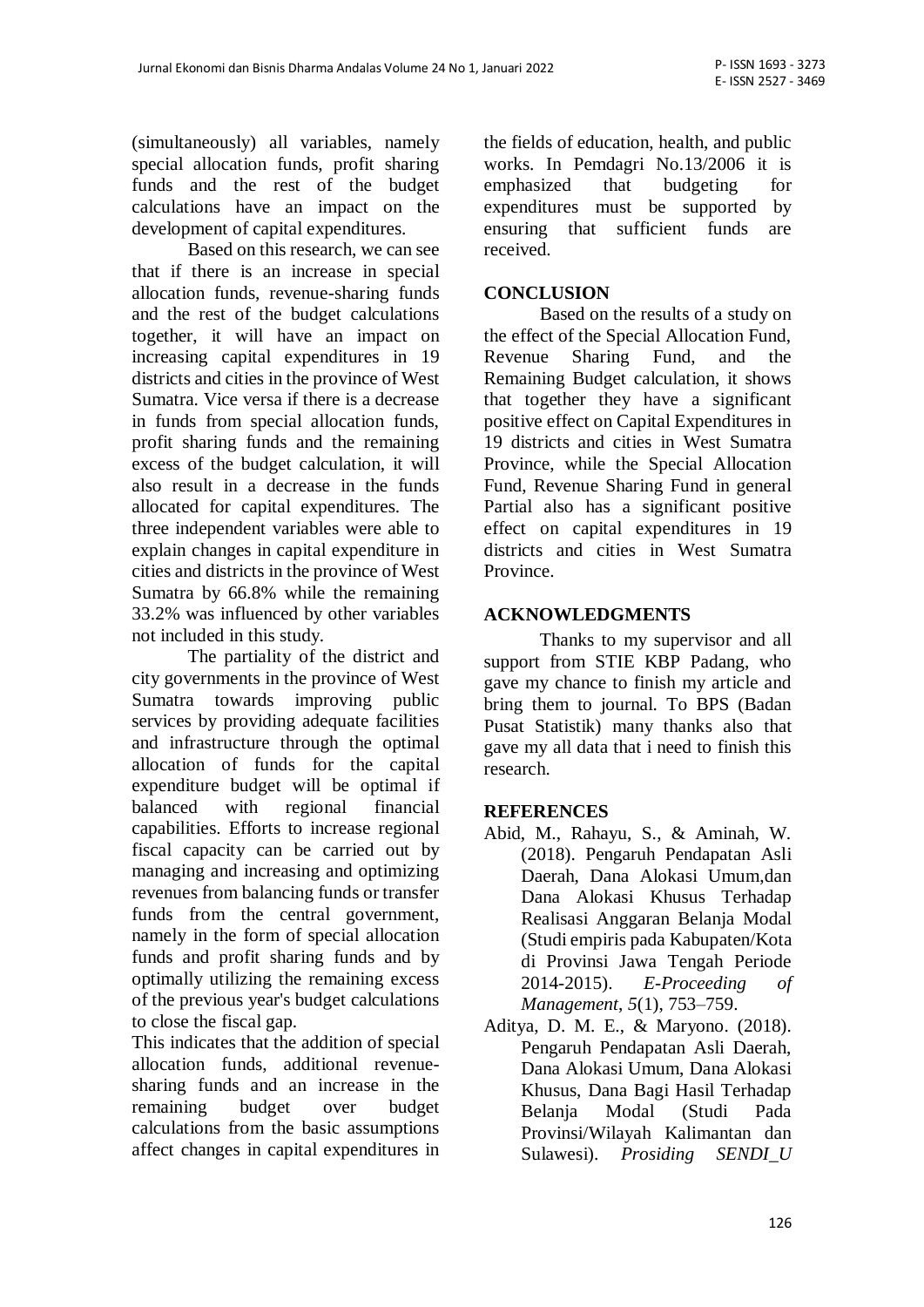(simultaneously) all variables, namely special allocation funds, profit sharing funds and the rest of the budget calculations have an impact on the development of capital expenditures.

Based on this research, we can see that if there is an increase in special allocation funds, revenue-sharing funds and the rest of the budget calculations together, it will have an impact on increasing capital expenditures in 19 districts and cities in the province of West Sumatra. Vice versa if there is a decrease in funds from special allocation funds, profit sharing funds and the remaining excess of the budget calculation, it will also result in a decrease in the funds allocated for capital expenditures. The three independent variables were able to explain changes in capital expenditure in cities and districts in the province of West Sumatra by 66.8% while the remaining 33.2% was influenced by other variables not included in this study.

The partiality of the district and city governments in the province of West Sumatra towards improving public services by providing adequate facilities and infrastructure through the optimal allocation of funds for the capital expenditure budget will be optimal if balanced with regional financial capabilities. Efforts to increase regional fiscal capacity can be carried out by managing and increasing and optimizing revenues from balancing funds or transfer funds from the central government, namely in the form of special allocation funds and profit sharing funds and by optimally utilizing the remaining excess of the previous year's budget calculations to close the fiscal gap.

This indicates that the addition of special allocation funds, additional revenue-sharing funds and an increase in the remaining budget over budget calculations from the basic assumptions affect changes in capital expenditures in the fields of education, health, and public works. In Pemdagri No.13/2006 it is emphasized that budgeting for expenditures must be supported by ensuring that sufficient funds are received.

## CONCLUSION

Based on the results of a study on the effect of the Special Allocation Fund, Revenue Sharing Fund, and the Remaining Budget calculation, it shows that together they have a significant positive effect on Capital Expenditures in 19 districts and cities in West Sumatra Province, while the Special Allocation Fund, Revenue Sharing Fund in general Partial also has a significant positive effect on capital expenditures in 19 districts and cities in West Sumatra Province.

## ACKNOWLEDGMENTS

Thanks to my supervisor and all support from STIE KBP Padang, who gave my chance to finish my article and bring them to journal. To BPS (Badan Pusat Statistik) many thanks also that gave my all data that i need to finish this research.

## REFERENCES

Abid, M., Rahayu, S., & Aminah, W. (2018). Pengaruh Pendapatan Asli Daerah, Dana Alokasi Umum,dan Dana Alokasi Khusus Terhadap Realisasi Anggaran Belanja Modal (Studi empiris pada Kabupaten/Kota di Provinsi Jawa Tengah Periode 2014-2015). *E-Proceeding of Management*, *5*(1), 753–759.

Aditya, D. M. E., & Maryono. (2018). Pengaruh Pendapatan Asli Daerah, Dana Alokasi Umum, Dana Alokasi Khusus, Dana Bagi Hasil Terhadap Belanja Modal (Studi Pada Provinsi/Wilayah Kalimantan dan Sulawesi). *Prosiding SENDI_U*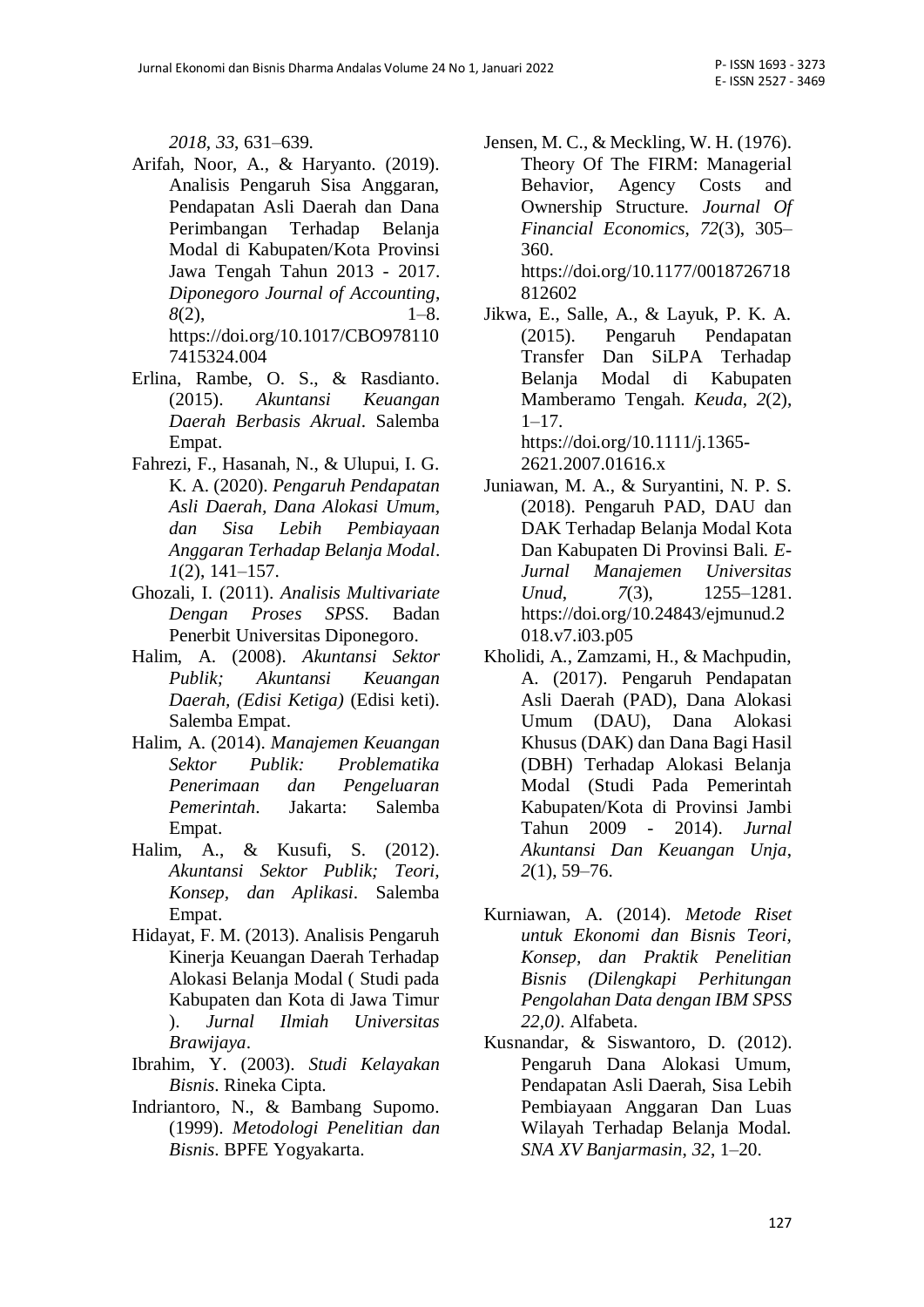*2018*, *33*, 631–639.

Arifah, Noor, A., & Haryanto. (2019). Analisis Pengaruh Sisa Anggaran, Pendapatan Asli Daerah dan Dana Perimbangan Terhadap Belanja Modal di Kabupaten/Kota Provinsi Jawa Tengah Tahun 2013 - 2017. *Diponegoro Journal of Accounting*, *8*(2), 1–8. https://doi.org/10.1017/CBO9781107415324.004

Erlina, Rambe, O. S., & Rasdianto. (2015). *Akuntansi Keuangan Daerah Berbasis Akrual*. Salemba Empat.

Fahrezi, F., Hasanah, N., & Ulupui, I. G. K. A. (2020). *Pengaruh Pendapatan Asli Daerah, Dana Alokasi Umum, dan Sisa Lebih Pembiayaan Anggaran Terhadap Belanja Modal*. *1*(2), 141–157.

Ghozali, I. (2011). *Analisis Multivariate Dengan Proses SPSS*. Badan Penerbit Universitas Diponegoro.

Halim, A. (2008). *Akuntansi Sektor Publik; Akuntansi Keuangan Daerah, (Edisi Ketiga)* (Edisi keti). Salemba Empat.

Halim, A. (2014). *Manajemen Keuangan Sektor Publik: Problematika Penerimaan dan Pengeluaran Pemerintah*. Jakarta: Salemba Empat.

Halim, A., & Kusufi, S. (2012). *Akuntansi Sektor Publik; Teori, Konsep, dan Aplikasi*. Salemba Empat.

Hidayat, F. M. (2013). Analisis Pengaruh Kinerja Keuangan Daerah Terhadap Alokasi Belanja Modal ( Studi pada Kabupaten dan Kota di Jawa Timur ). *Jurnal Ilmiah Universitas Brawijaya*.

Ibrahim, Y. (2003). *Studi Kelayakan Bisnis*. Rineka Cipta.

Indriantoro, N., & Bambang Supomo. (1999). *Metodologi Penelitian dan Bisnis*. BPFE Yogyakarta.

Jensen, M. C., & Meckling, W. H. (1976). Theory Of The FIRM: Managerial Behavior, Agency Costs and Ownership Structure. *Journal Of Financial Economics*, *72*(3), 305–360. https://doi.org/10.1177/0018726718812602

Jikwa, E., Salle, A., & Layuk, P. K. A. (2015). Pengaruh Pendapatan Transfer Dan SiLPA Terhadap Belanja Modal di Kabupaten Mamberamo Tengah. *Keuda*, *2*(2), 1–17. https://doi.org/10.1111/j.1365-2621.2007.01616.x

Juniawan, M. A., & Suryantini, N. P. S. (2018). Pengaruh PAD, DAU dan DAK Terhadap Belanja Modal Kota Dan Kabupaten Di Provinsi Bali. *E-Jurnal Manajemen Universitas Unud*, *7*(3), 1255–1281. https://doi.org/10.24843/ejmunud.2018.v7.i03.p05

Kholidi, A., Zamzami, H., & Machpudin, A. (2017). Pengaruh Pendapatan Asli Daerah (PAD), Dana Alokasi Umum (DAU), Dana Alokasi Khusus (DAK) dan Dana Bagi Hasil (DBH) Terhadap Alokasi Belanja Modal (Studi Pada Pemerintah Kabupaten/Kota di Provinsi Jambi Tahun 2009 - 2014). *Jurnal Akuntansi Dan Keuangan Unja*, *2*(1), 59–76.

Kurniawan, A. (2014). *Metode Riset untuk Ekonomi dan Bisnis Teori, Konsep, dan Praktik Penelitian Bisnis (Dilengkapi Perhitungan Pengolahan Data dengan IBM SPSS 22,0)*. Alfabeta.

Kusnandar, & Siswantoro, D. (2012). Pengaruh Dana Alokasi Umum, Pendapatan Asli Daerah, Sisa Lebih Pembiayaan Anggaran Dan Luas Wilayah Terhadap Belanja Modal. *SNA XV Banjarmasin*, *32*, 1–20.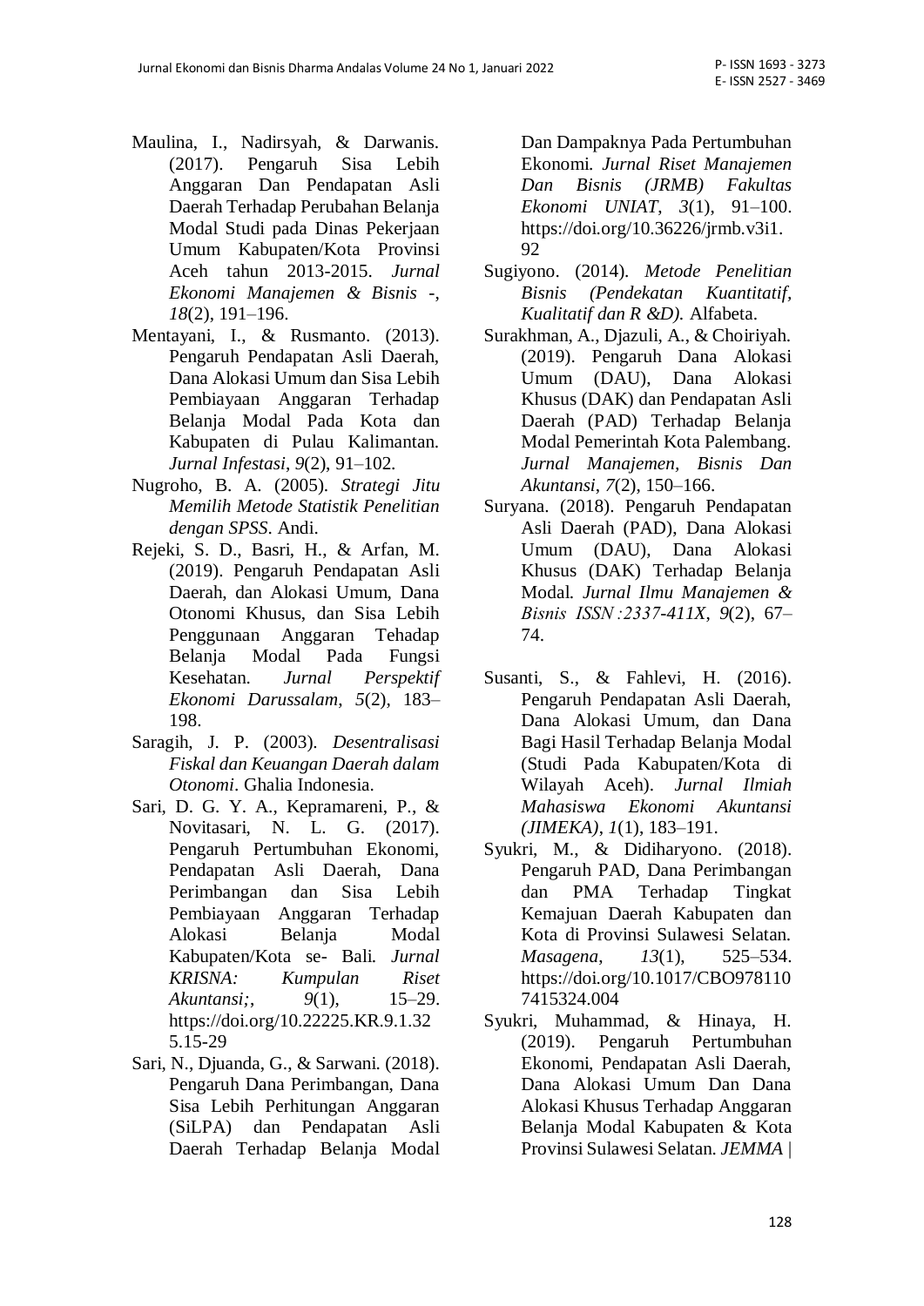Maulina, I., Nadirsyah, & Darwanis. (2017). Pengaruh Sisa Lebih Anggaran Dan Pendapatan Asli Daerah Terhadap Perubahan Belanja Modal Studi pada Dinas Pekerjaan Umum Kabupaten/Kota Provinsi Aceh tahun 2013-2015. *Jurnal Ekonomi Manajemen & Bisnis -*, *18*(2), 191–196.

Mentayani, I., & Rusmanto. (2013). Pengaruh Pendapatan Asli Daerah, Dana Alokasi Umum dan Sisa Lebih Pembiayaan Anggaran Terhadap Belanja Modal Pada Kota dan Kabupaten di Pulau Kalimantan. *Jurnal Infestasi*, *9*(2), 91–102.

Nugroho, B. A. (2005). *Strategi Jitu Memilih Metode Statistik Penelitian dengan SPSS*. Andi.

Rejeki, S. D., Basri, H., & Arfan, M. (2019). Pengaruh Pendapatan Asli Daerah, dan Alokasi Umum, Dana Otonomi Khusus, dan Sisa Lebih Penggunaan Anggaran Tehadap Belanja Modal Pada Fungsi Kesehatan. *Jurnal Perspektif Ekonomi Darussalam*, *5*(2), 183–198.

Saragih, J. P. (2003). *Desentralisasi Fiskal dan Keuangan Daerah dalam Otonomi*. Ghalia Indonesia.

Sari, D. G. Y. A., Kepramareni, P., & Novitasari, N. L. G. (2017). Pengaruh Pertumbuhan Ekonomi, Pendapatan Asli Daerah, Dana Perimbangan dan Sisa Lebih Pembiayaan Anggaran Terhadap Alokasi Belanja Modal Kabupaten/Kota se- Bali. *Jurnal KRISNA: Kumpulan Riset Akuntansi;*, *9*(1), 15–29. https://doi.org/10.22225.KR.9.1.325.15-29

Sari, N., Djuanda, G., & Sarwani. (2018). Pengaruh Dana Perimbangan, Dana Sisa Lebih Perhitungan Anggaran (SiLPA) dan Pendapatan Asli Daerah Terhadap Belanja Modal Dan Dampaknya Pada Pertumbuhan Ekonomi. *Jurnal Riset Manajemen Dan Bisnis (JRMB) Fakultas Ekonomi UNIAT*, *3*(1), 91–100. https://doi.org/10.36226/jrmb.v3i1.92

Sugiyono. (2014). *Metode Penelitian Bisnis (Pendekatan Kuantitatif, Kualitatif dan R &D)*. Alfabeta.

Surakhman, A., Djazuli, A., & Choiriyah. (2019). Pengaruh Dana Alokasi Umum (DAU), Dana Alokasi Khusus (DAK) dan Pendapatan Asli Daerah (PAD) Terhadap Belanja Modal Pemerintah Kota Palembang. *Jurnal Manajemen, Bisnis Dan Akuntansi*, *7*(2), 150–166.

Suryana. (2018). Pengaruh Pendapatan Asli Daerah (PAD), Dana Alokasi Umum (DAU), Dana Alokasi Khusus (DAK) Terhadap Belanja Modal. *Jurnal Ilmu Manajemen & Bisnis ISSN :2337-411X*, *9*(2), 67–74.

Susanti, S., & Fahlevi, H. (2016). Pengaruh Pendapatan Asli Daerah, Dana Alokasi Umum, dan Dana Bagi Hasil Terhadap Belanja Modal (Studi Pada Kabupaten/Kota di Wilayah Aceh). *Jurnal Ilmiah Mahasiswa Ekonomi Akuntansi (JIMEKA)*, *1*(1), 183–191.

Syukri, M., & Didiharyono. (2018). Pengaruh PAD, Dana Perimbangan dan PMA Terhadap Tingkat Kemajuan Daerah Kabupaten dan Kota di Provinsi Sulawesi Selatan. *Masagena*, *13*(1), 525–534. https://doi.org/10.1017/CBO9781107415324.004

Syukri, Muhammad, & Hinaya, H. (2019). Pengaruh Pertumbuhan Ekonomi, Pendapatan Asli Daerah, Dana Alokasi Umum Dan Dana Alokasi Khusus Terhadap Anggaran Belanja Modal Kabupaten & Kota Provinsi Sulawesi Selatan. *JEMMA |*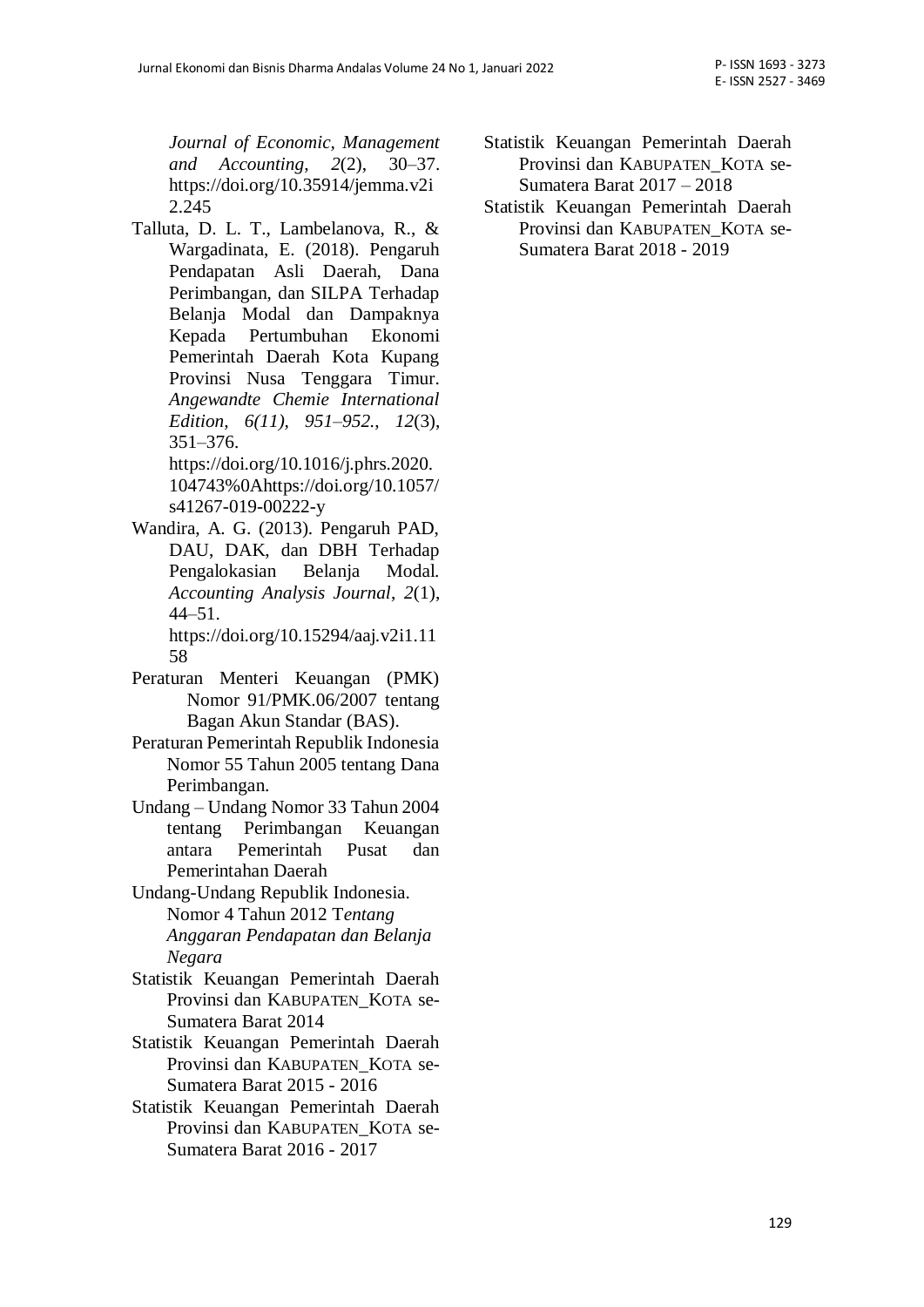*Journal of Economic, Management and Accounting*, *2*(2), 30–37. https://doi.org/10.35914/jemma.v2i2.245

Talluta, D. L. T., Lambelanova, R., & Wargadinata, E. (2018). Pengaruh Pendapatan Asli Daerah, Dana Perimbangan, dan SILPA Terhadap Belanja Modal dan Dampaknya Kepada Pertumbuhan Ekonomi Pemerintah Daerah Kota Kupang Provinsi Nusa Tenggara Timur. *Angewandte Chemie International Edition, 6(11), 951–952.*, *12*(3), 351–376. https://doi.org/10.1016/j.phrs.2020.104743%0Ahttps://doi.org/10.1057/s41267-019-00222-y

Wandira, A. G. (2013). Pengaruh PAD, DAU, DAK, dan DBH Terhadap Pengalokasian Belanja Modal. *Accounting Analysis Journal*, *2*(1), 44–51. https://doi.org/10.15294/aaj.v2i1.1158

Peraturan Menteri Keuangan (PMK) Nomor 91/PMK.06/2007 tentang Bagan Akun Standar (BAS).

Peraturan Pemerintah Republik Indonesia Nomor 55 Tahun 2005 tentang Dana Perimbangan.

Undang – Undang Nomor 33 Tahun 2004 tentang Perimbangan Keuangan antara Pemerintah Pusat dan Pemerintahan Daerah

Undang-Undang Republik Indonesia. Nomor 4 Tahun 2012 T*entang Anggaran Pendapatan dan Belanja Negara*

Statistik Keuangan Pemerintah Daerah Provinsi dan KABUPATEN_KOTA se-Sumatera Barat 2014

Statistik Keuangan Pemerintah Daerah Provinsi dan KABUPATEN_KOTA se-Sumatera Barat 2015 - 2016

Statistik Keuangan Pemerintah Daerah Provinsi dan KABUPATEN_KOTA se-Sumatera Barat 2016 - 2017

Statistik Keuangan Pemerintah Daerah Provinsi dan KABUPATEN_KOTA se-Sumatera Barat 2017 – 2018

Statistik Keuangan Pemerintah Daerah Provinsi dan KABUPATEN_KOTA se-Sumatera Barat 2018 - 2019